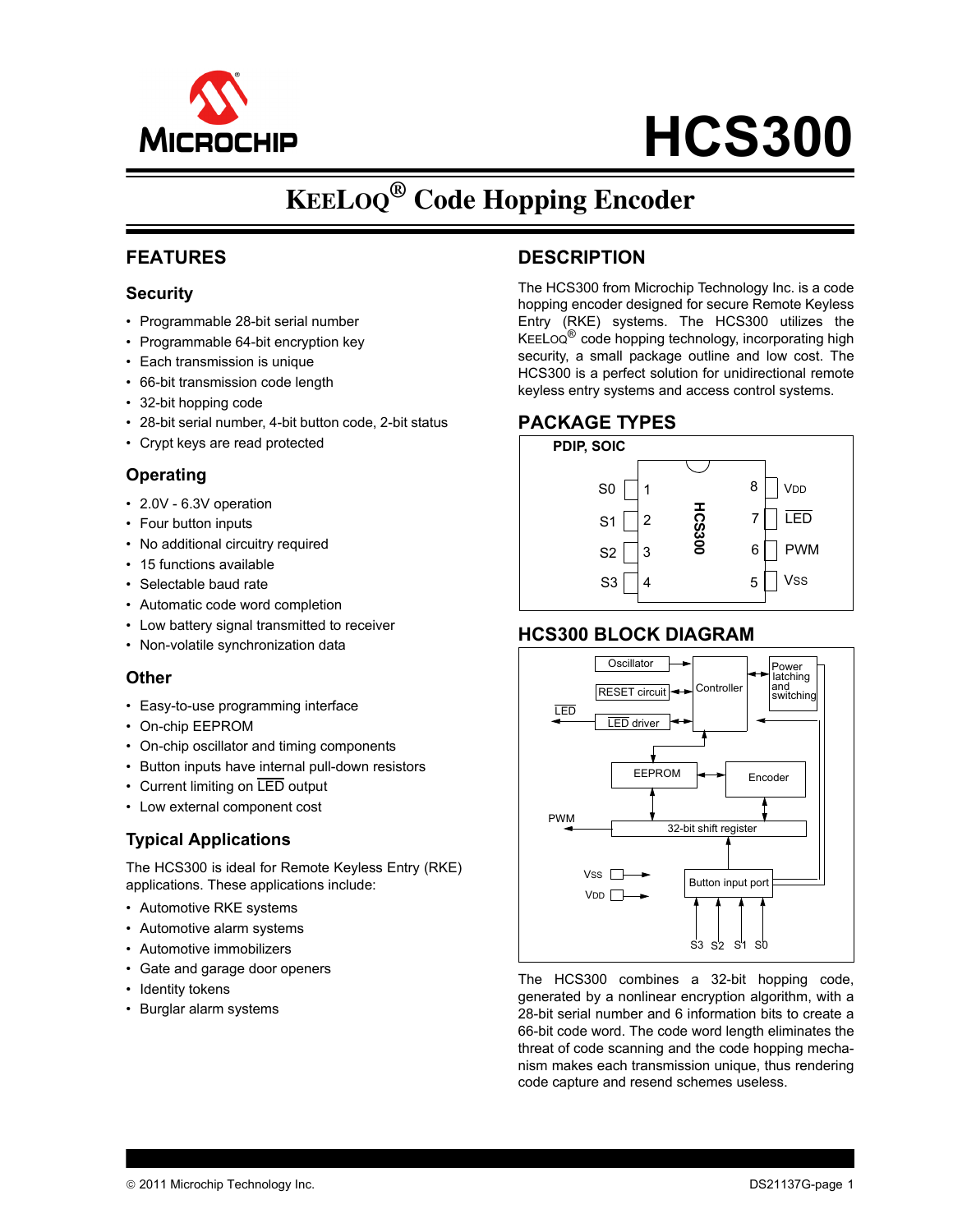# HCS300

## KEELOQ® Code Hopping Encoder

## FEATURES

### Security

- Programmable 28-bit serial number
- Programmable 64-bit encryption key
- Each transmission is unique
- 66-bit transmission code length
- 32-bit hopping code
- 28-bit serial number, 4-bit button code, 2-bit status
- Crypt keys are read protected

### Operating

- 2.0V - 6.3V operation
- Four button inputs
- No additional circuitry required
- 15 functions available
- Selectable baud rate
- Automatic code word completion
- Low battery signal transmitted to receiver
- Non-volatile synchronization data

### Other

- Easy-to-use programming interface
- On-chip EEPROM
- On-chip oscillator and timing components
- Button inputs have internal pull-down resistors
- Current limiting on LED output
- Low external component cost

### Typical Applications

The HCS300 is ideal for Remote Keyless Entry (RKE) applications. These applications include:

- Automotive RKE systems
- Automotive alarm systems
- Automotive immobilizers
- Gate and garage door openers
- Identity tokens
- Burglar alarm systems

## DESCRIPTION

The HCS300 from Microchip Technology Inc. is a code hopping encoder designed for secure Remote Keyless Entry (RKE) systems. The HCS300 utilizes the KEELOQ® code hopping technology, incorporating high security, a small package outline and low cost. The HCS300 is a perfect solution for unidirectional remote keyless entry systems and access control systems.

## PACKAGE TYPES

PDIP, SOIC

| Pin | Name | Pin | Name |
|---|---|---|---|
| 1 | S0 | 8 | VDD |
| 2 | S1 | 7 | LED |
| 3 | S2 | 6 | PWM |
| 4 | S3 | 5 | VSS |

## HCS300 BLOCK DIAGRAM

The HCS300 combines a 32-bit hopping code, generated by a nonlinear encryption algorithm, with a 28-bit serial number and 6 information bits to create a 66-bit code word. The code word length eliminates the threat of code scanning and the code hopping mechanism makes each transmission unique, thus rendering code capture and resend schemes useless.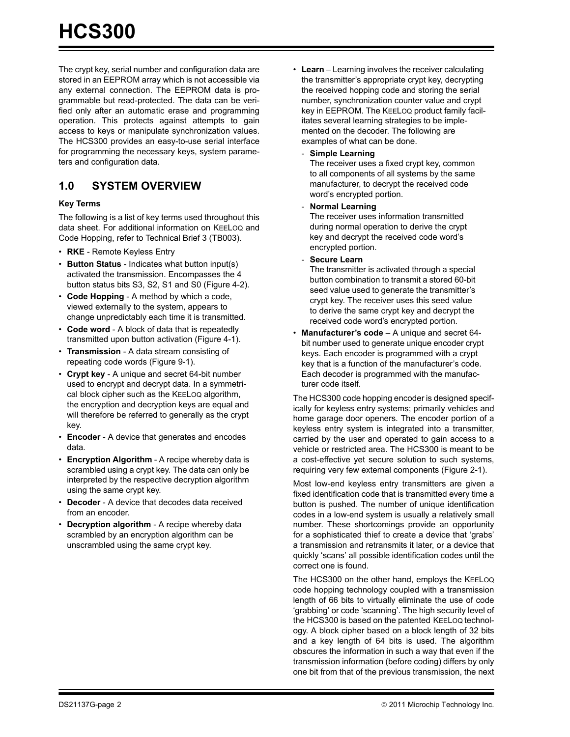The crypt key, serial number and configuration data are stored in an EEPROM array which is not accessible via any external connection. The EEPROM data is programmable but read-protected. The data can be verified only after an automatic erase and programming operation. This protects against attempts to gain access to keys or manipulate synchronization values. The HCS300 provides an easy-to-use serial interface for programming the necessary keys, system parameters and configuration data.

## 1.0 SYSTEM OVERVIEW

**Key Terms**

The following is a list of key terms used throughout this data sheet. For additional information on KEELOQ and Code Hopping, refer to Technical Brief 3 (TB003).

- **RKE** - Remote Keyless Entry
- **Button Status** - Indicates what button input(s) activated the transmission. Encompasses the 4 button status bits S3, S2, S1 and S0 (Figure 4-2).
- **Code Hopping** - A method by which a code, viewed externally to the system, appears to change unpredictably each time it is transmitted.
- **Code word** - A block of data that is repeatedly transmitted upon button activation (Figure 4-1).
- **Transmission** - A data stream consisting of repeating code words (Figure 9-1).
- **Crypt key** - A unique and secret 64-bit number used to encrypt and decrypt data. In a symmetrical block cipher such as the KEELOQ algorithm, the encryption and decryption keys are equal and will therefore be referred to generally as the crypt key.
- **Encoder** - A device that generates and encodes data.
- **Encryption Algorithm** - A recipe whereby data is scrambled using a crypt key. The data can only be interpreted by the respective decryption algorithm using the same crypt key.
- **Decoder** - A device that decodes data received from an encoder.
- **Decryption algorithm** - A recipe whereby data scrambled by an encryption algorithm can be unscrambled using the same crypt key.
- **Learn** – Learning involves the receiver calculating the transmitter's appropriate crypt key, decrypting the received hopping code and storing the serial number, synchronization counter value and crypt key in EEPROM. The KEELOQ product family facilitates several learning strategies to be implemented on the decoder. The following are examples of what can be done.
  - **Simple Learning**
    The receiver uses a fixed crypt key, common to all components of all systems by the same manufacturer, to decrypt the received code word's encrypted portion.
  - **Normal Learning**
    The receiver uses information transmitted during normal operation to derive the crypt key and decrypt the received code word's encrypted portion.
  - **Secure Learn**
    The transmitter is activated through a special button combination to transmit a stored 60-bit seed value used to generate the transmitter's crypt key. The receiver uses this seed value to derive the same crypt key and decrypt the received code word's encrypted portion.
- **Manufacturer's code** – A unique and secret 64-bit number used to generate unique encoder crypt keys. Each encoder is programmed with a crypt key that is a function of the manufacturer's code. Each decoder is programmed with the manufacturer code itself.

The HCS300 code hopping encoder is designed specifically for keyless entry systems; primarily vehicles and home garage door openers. The encoder portion of a keyless entry system is integrated into a transmitter, carried by the user and operated to gain access to a vehicle or restricted area. The HCS300 is meant to be a cost-effective yet secure solution to such systems, requiring very few external components (Figure 2-1).

Most low-end keyless entry transmitters are given a fixed identification code that is transmitted every time a button is pushed. The number of unique identification codes in a low-end system is usually a relatively small number. These shortcomings provide an opportunity for a sophisticated thief to create a device that 'grabs' a transmission and retransmits it later, or a device that quickly 'scans' all possible identification codes until the correct one is found.

The HCS300 on the other hand, employs the KEELOQ code hopping technology coupled with a transmission length of 66 bits to virtually eliminate the use of code 'grabbing' or code 'scanning'. The high security level of the HCS300 is based on the patented KEELOQ technology. A block cipher based on a block length of 32 bits and a key length of 64 bits is used. The algorithm obscures the information in such a way that even if the transmission information (before coding) differs by only one bit from that of the previous transmission, the next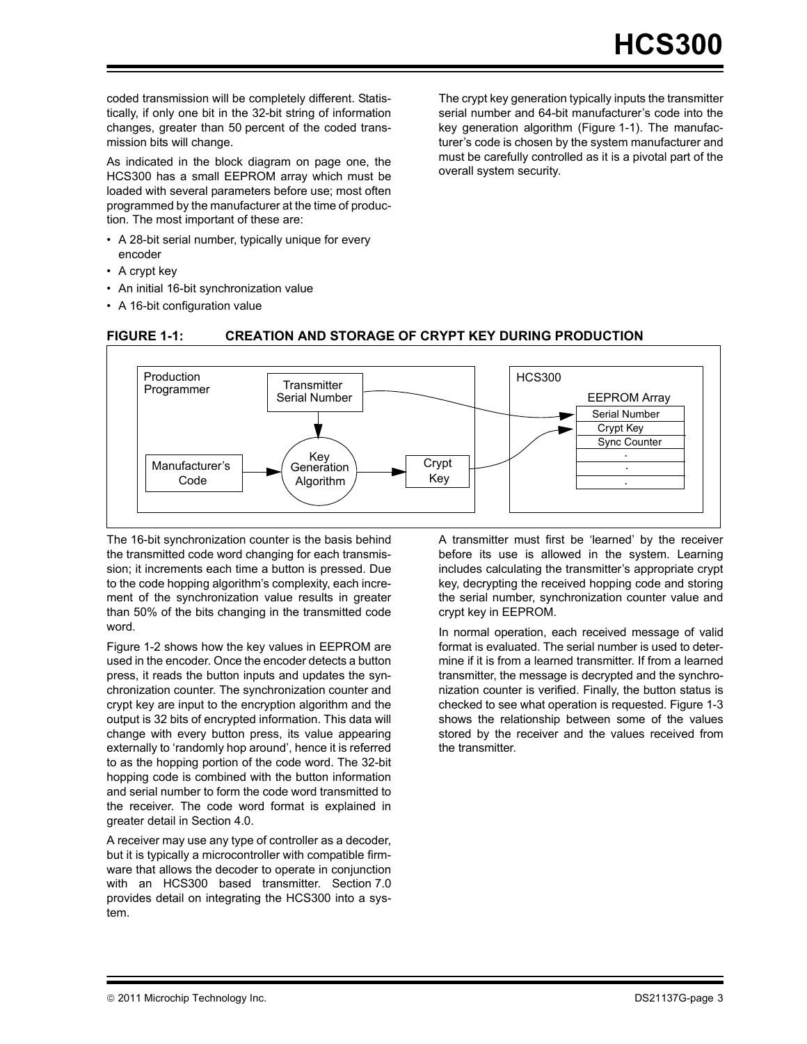coded transmission will be completely different. Statistically, if only one bit in the 32-bit string of information changes, greater than 50 percent of the coded transmission bits will change.

As indicated in the block diagram on page one, the HCS300 has a small EEPROM array which must be loaded with several parameters before use; most often programmed by the manufacturer at the time of production. The most important of these are:

- A 28-bit serial number, typically unique for every encoder
- A crypt key
- An initial 16-bit synchronization value
- A 16-bit configuration value

The crypt key generation typically inputs the transmitter serial number and 64-bit manufacturer's code into the key generation algorithm (Figure 1-1). The manufacturer's code is chosen by the system manufacturer and must be carefully controlled as it is a pivotal part of the overall system security.

**FIGURE 1-1: CREATION AND STORAGE OF CRYPT KEY DURING PRODUCTION**

Production Programmer: Transmitter Serial Number; Manufacturer's Code → Key Generation Algorithm → Crypt Key

HCS300: EEPROM Array — Serial Number, Crypt Key, Sync Counter, ...

The 16-bit synchronization counter is the basis behind the transmitted code word changing for each transmission; it increments each time a button is pressed. Due to the code hopping algorithm's complexity, each increment of the synchronization value results in greater than 50% of the bits changing in the transmitted code word.

Figure 1-2 shows how the key values in EEPROM are used in the encoder. Once the encoder detects a button press, it reads the button inputs and updates the synchronization counter. The synchronization counter and crypt key are input to the encryption algorithm and the output is 32 bits of encrypted information. This data will change with every button press, its value appearing externally to 'randomly hop around', hence it is referred to as the hopping portion of the code word. The 32-bit hopping code is combined with the button information and serial number to form the code word transmitted to the receiver. The code word format is explained in greater detail in Section 4.0.

A receiver may use any type of controller as a decoder, but it is typically a microcontroller with compatible firmware that allows the decoder to operate in conjunction with an HCS300 based transmitter. Section 7.0 provides detail on integrating the HCS300 into a system.

A transmitter must first be 'learned' by the receiver before its use is allowed in the system. Learning includes calculating the transmitter's appropriate crypt key, decrypting the received hopping code and storing the serial number, synchronization counter value and crypt key in EEPROM.

In normal operation, each received message of valid format is evaluated. The serial number is used to determine if it is from a learned transmitter. If from a learned transmitter, the message is decrypted and the synchronization counter is verified. Finally, the button status is checked to see what operation is requested. Figure 1-3 shows the relationship between some of the values stored by the receiver and the values received from the transmitter.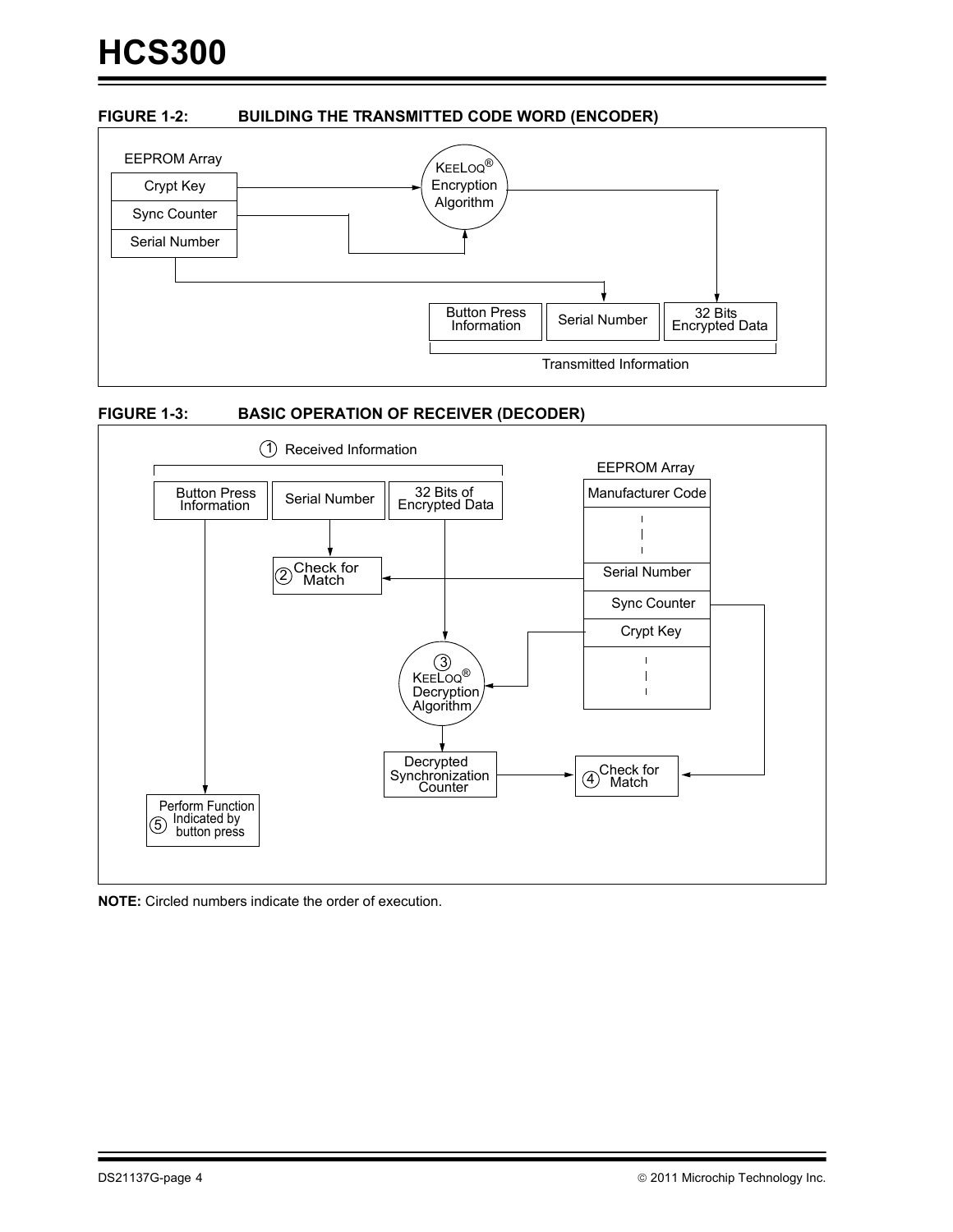**FIGURE 1-2: BUILDING THE TRANSMITTED CODE WORD (ENCODER)**

EEPROM Array

Crypt Key

Sync Counter

Serial Number

KEELOQ® Encryption Algorithm

Button Press Information

Serial Number

32 Bits Encrypted Data

Transmitted Information

**FIGURE 1-3: BASIC OPERATION OF RECEIVER (DECODER)**

① Received Information

Button Press Information

Serial Number

32 Bits of Encrypted Data

EEPROM Array

Manufacturer Code

Serial Number

Sync Counter

Crypt Key

② Check for Match

③ KEELOQ® Decryption Algorithm

Decrypted Synchronization Counter

④ Check for Match

⑤ Perform Function Indicated by button press

**NOTE:** Circled numbers indicate the order of execution.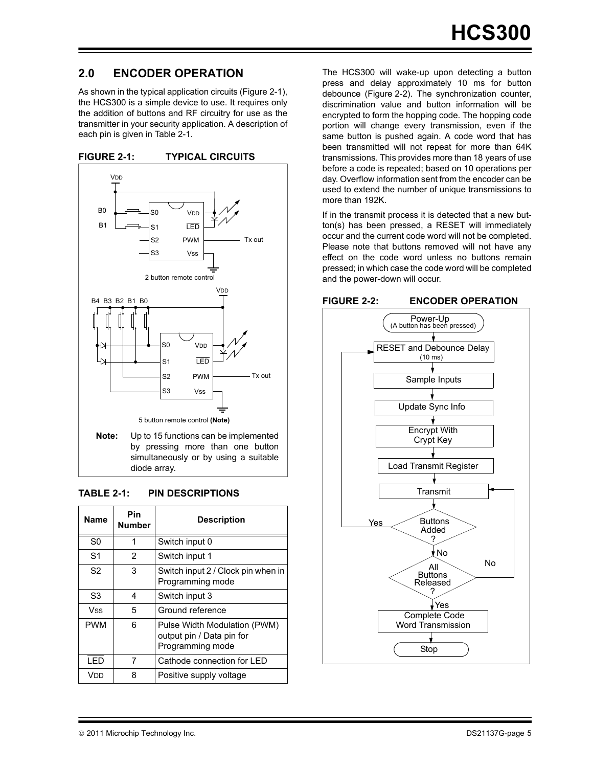## 2.0 ENCODER OPERATION

As shown in the typical application circuits (Figure 2-1), the HCS300 is a simple device to use. It requires only the addition of buttons and RF circuitry for use as the transmitter in your security application. A description of each pin is given in Table 2-1.

**FIGURE 2-1: TYPICAL CIRCUITS**

2 button remote control

5 button remote control **(Note)**

**Note:** Up to 15 functions can be implemented by pressing more than one button simultaneously or by using a suitable diode array.

**TABLE 2-1: PIN DESCRIPTIONS**

| Name | Pin Number | Description |
|---|---|---|
| S0 | 1 | Switch input 0 |
| S1 | 2 | Switch input 1 |
| S2 | 3 | Switch input 2 / Clock pin when in Programming mode |
| S3 | 4 | Switch input 3 |
| VSS | 5 | Ground reference |
| PWM | 6 | Pulse Width Modulation (PWM) output pin / Data pin for Programming mode |
| LED | 7 | Cathode connection for LED |
| VDD | 8 | Positive supply voltage |

The HCS300 will wake-up upon detecting a button press and delay approximately 10 ms for button debounce (Figure 2-2). The synchronization counter, discrimination value and button information will be encrypted to form the hopping code. The hopping code portion will change every transmission, even if the same button is pushed again. A code word that has been transmitted will not repeat for more than 64K transmissions. This provides more than 18 years of use before a code is repeated; based on 10 operations per day. Overflow information sent from the encoder can be used to extend the number of unique transmissions to more than 192K.

If in the transmit process it is detected that a new button(s) has been pressed, a RESET will immediately occur and the current code word will not be completed. Please note that buttons removed will not have any effect on the code word unless no buttons remain pressed; in which case the code word will be completed and the power-down will occur.

**FIGURE 2-2: ENCODER OPERATION**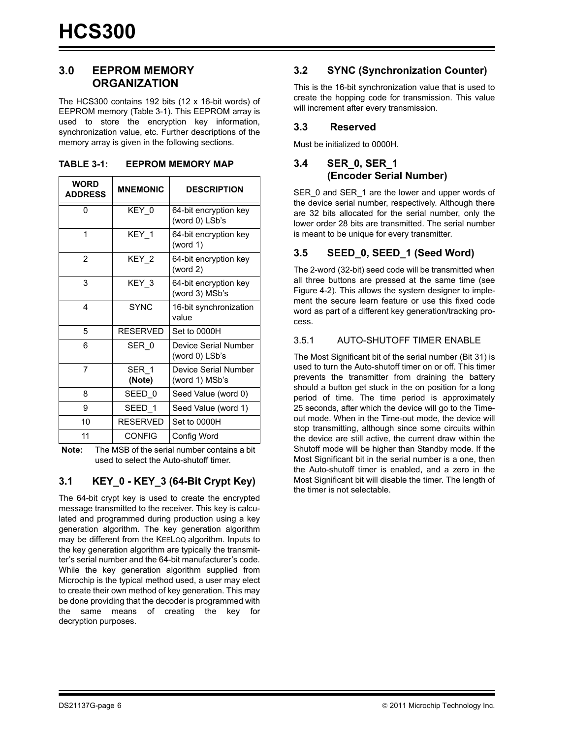## 3.0 EEPROM MEMORY ORGANIZATION

The HCS300 contains 192 bits (12 x 16-bit words) of EEPROM memory (Table 3-1). This EEPROM array is used to store the encryption key information, synchronization value, etc. Further descriptions of the memory array is given in the following sections.

**TABLE 3-1: EEPROM MEMORY MAP**

| WORD ADDRESS | MNEMONIC | DESCRIPTION |
|---|---|---|
| 0 | KEY_0 | 64-bit encryption key (word 0) LSb's |
| 1 | KEY_1 | 64-bit encryption key (word 1) |
| 2 | KEY_2 | 64-bit encryption key (word 2) |
| 3 | KEY_3 | 64-bit encryption key (word 3) MSb's |
| 4 | SYNC | 16-bit synchronization value |
| 5 | RESERVED | Set to 0000H |
| 6 | SER_0 | Device Serial Number (word 0) LSb's |
| 7 | SER_1 **(Note)** | Device Serial Number (word 1) MSb's |
| 8 | SEED_0 | Seed Value (word 0) |
| 9 | SEED_1 | Seed Value (word 1) |
| 10 | RESERVED | Set to 0000H |
| 11 | CONFIG | Config Word |

**Note:** The MSB of the serial number contains a bit used to select the Auto-shutoff timer.

### 3.1 KEY_0 - KEY_3 (64-Bit Crypt Key)

The 64-bit crypt key is used to create the encrypted message transmitted to the receiver. This key is calculated and programmed during production using a key generation algorithm. The key generation algorithm may be different from the KEELOQ algorithm. Inputs to the key generation algorithm are typically the transmitter's serial number and the 64-bit manufacturer's code. While the key generation algorithm supplied from Microchip is the typical method used, a user may elect to create their own method of key generation. This may be done providing that the decoder is programmed with the same means of creating the key for decryption purposes.

### 3.2 SYNC (Synchronization Counter)

This is the 16-bit synchronization value that is used to create the hopping code for transmission. This value will increment after every transmission.

### 3.3 Reserved

Must be initialized to 0000H.

### 3.4 SER_0, SER_1 (Encoder Serial Number)

SER_0 and SER_1 are the lower and upper words of the device serial number, respectively. Although there are 32 bits allocated for the serial number, only the lower order 28 bits are transmitted. The serial number is meant to be unique for every transmitter.

### 3.5 SEED_0, SEED_1 (Seed Word)

The 2-word (32-bit) seed code will be transmitted when all three buttons are pressed at the same time (see Figure 4-2). This allows the system designer to implement the secure learn feature or use this fixed code word as part of a different key generation/tracking process.

#### 3.5.1 AUTO-SHUTOFF TIMER ENABLE

The Most Significant bit of the serial number (Bit 31) is used to turn the Auto-shutoff timer on or off. This timer prevents the transmitter from draining the battery should a button get stuck in the on position for a long period of time. The time period is approximately 25 seconds, after which the device will go to the Time-out mode. When in the Time-out mode, the device will stop transmitting, although since some circuits within the device are still active, the current draw within the Shutoff mode will be higher than Standby mode. If the Most Significant bit in the serial number is a one, then the Auto-shutoff timer is enabled, and a zero in the Most Significant bit will disable the timer. The length of the timer is not selectable.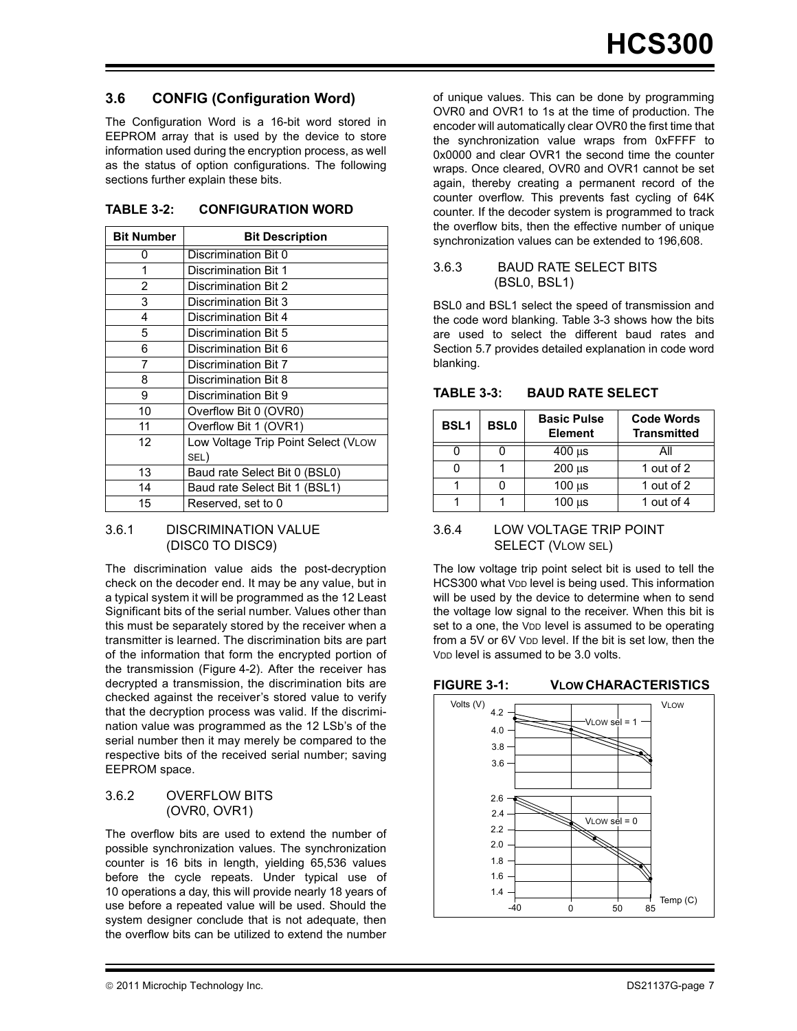## 3.6 CONFIG (Configuration Word)

The Configuration Word is a 16-bit word stored in EEPROM array that is used by the device to store information used during the encryption process, as well as the status of option configurations. The following sections further explain these bits.

**TABLE 3-2: CONFIGURATION WORD**

| Bit Number | Bit Description |
|---|---|
| 0 | Discrimination Bit 0 |
| 1 | Discrimination Bit 1 |
| 2 | Discrimination Bit 2 |
| 3 | Discrimination Bit 3 |
| 4 | Discrimination Bit 4 |
| 5 | Discrimination Bit 5 |
| 6 | Discrimination Bit 6 |
| 7 | Discrimination Bit 7 |
| 8 | Discrimination Bit 8 |
| 9 | Discrimination Bit 9 |
| 10 | Overflow Bit 0 (OVR0) |
| 11 | Overflow Bit 1 (OVR1) |
| 12 | Low Voltage Trip Point Select (VLOW SEL) |
| 13 | Baud rate Select Bit 0 (BSL0) |
| 14 | Baud rate Select Bit 1 (BSL1) |
| 15 | Reserved, set to 0 |

### 3.6.1 DISCRIMINATION VALUE (DISC0 TO DISC9)

The discrimination value aids the post-decryption check on the decoder end. It may be any value, but in a typical system it will be programmed as the 12 Least Significant bits of the serial number. Values other than this must be separately stored by the receiver when a transmitter is learned. The discrimination bits are part of the information that form the encrypted portion of the transmission (Figure 4-2). After the receiver has decrypted a transmission, the discrimination bits are checked against the receiver's stored value to verify that the decryption process was valid. If the discrimination value was programmed as the 12 LSb's of the serial number then it may merely be compared to the respective bits of the received serial number; saving EEPROM space.

### 3.6.2 OVERFLOW BITS (OVR0, OVR1)

The overflow bits are used to extend the number of possible synchronization values. The synchronization counter is 16 bits in length, yielding 65,536 values before the cycle repeats. Under typical use of 10 operations a day, this will provide nearly 18 years of use before a repeated value will be used. Should the system designer conclude that is not adequate, then the overflow bits can be utilized to extend the number of unique values. This can be done by programming OVR0 and OVR1 to 1s at the time of production. The encoder will automatically clear OVR0 the first time that the synchronization value wraps from 0xFFFF to 0x0000 and clear OVR1 the second time the counter wraps. Once cleared, OVR0 and OVR1 cannot be set again, thereby creating a permanent record of the counter overflow. This prevents fast cycling of 64K counter. If the decoder system is programmed to track the overflow bits, then the effective number of unique synchronization values can be extended to 196,608.

### 3.6.3 BAUD RATE SELECT BITS (BSL0, BSL1)

BSL0 and BSL1 select the speed of transmission and the code word blanking. Table 3-3 shows how the bits are used to select the different baud rates and Section 5.7 provides detailed explanation in code word blanking.

**TABLE 3-3: BAUD RATE SELECT**

| BSL1 | BSL0 | Basic Pulse Element | Code Words Transmitted |
|---|---|---|---|
| 0 | 0 | 400 µs | All |
| 0 | 1 | 200 µs | 1 out of 2 |
| 1 | 0 | 100 µs | 1 out of 2 |
| 1 | 1 | 100 µs | 1 out of 4 |

### 3.6.4 LOW VOLTAGE TRIP POINT SELECT (VLOW SEL)

The low voltage trip point select bit is used to tell the HCS300 what VDD level is being used. This information will be used by the device to determine when to send the voltage low signal to the receiver. When this bit is set to a one, the VDD level is assumed to be operating from a 5V or 6V VDD level. If the bit is set low, then the VDD level is assumed to be 3.0 volts.

**FIGURE 3-1: VLOW CHARACTERISTICS**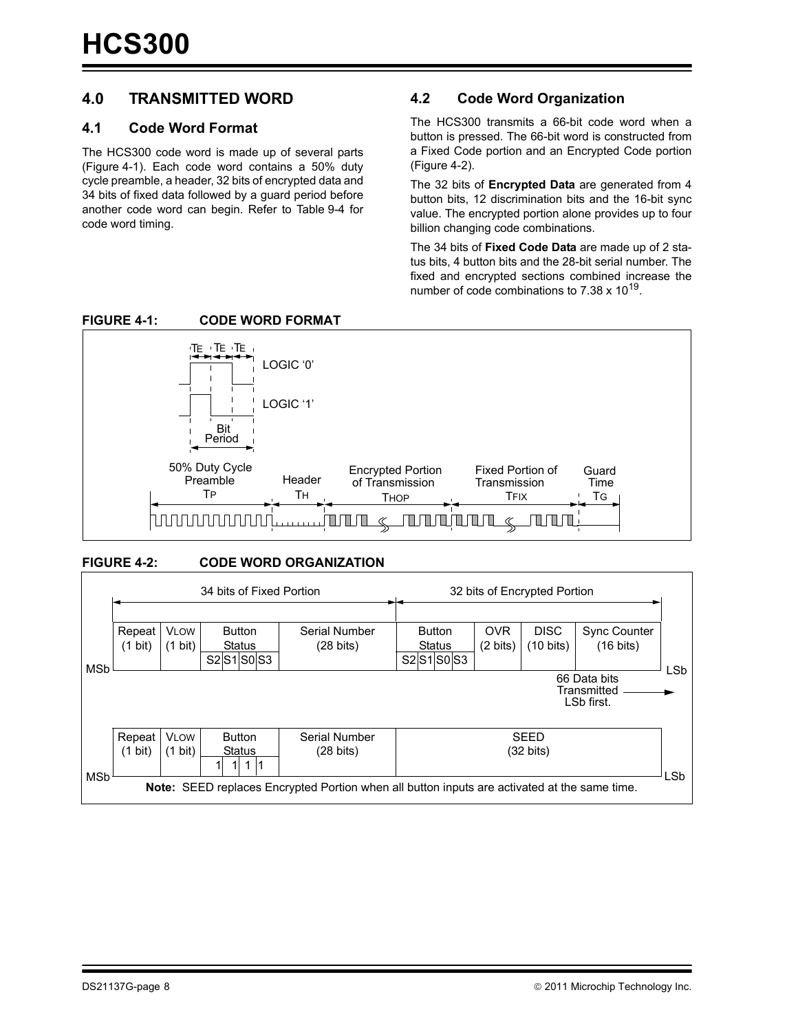## 4.0 TRANSMITTED WORD

### 4.1 Code Word Format

The HCS300 code word is made up of several parts (Figure 4-1). Each code word contains a 50% duty cycle preamble, a header, 32 bits of encrypted data and 34 bits of fixed data followed by a guard period before another code word can begin. Refer to Table 9-4 for code word timing.

### 4.2 Code Word Organization

The HCS300 transmits a 66-bit code word when a button is pressed. The 66-bit word is constructed from a Fixed Code portion and an Encrypted Code portion (Figure 4-2).

The 32 bits of **Encrypted Data** are generated from 4 button bits, 12 discrimination bits and the 16-bit sync value. The encrypted portion alone provides up to four billion changing code combinations.

The 34 bits of **Fixed Code Data** are made up of 2 status bits, 4 button bits and the 28-bit serial number. The fixed and encrypted sections combined increase the number of code combinations to $7.38 \times 10^{19}$.

**FIGURE 4-1: CODE WORD FORMAT**

$T_E$ $T_E$ $T_E$

LOGIC '0'

LOGIC '1'

Bit Period

| 50% Duty Cycle Preamble | Header | Encrypted Portion of Transmission | Fixed Portion of Transmission | Guard Time |
|---|---|---|---|---|
| $T_P$ | $T_H$ | $T_{HOP}$ | $T_{FIX}$ | $T_G$ |

**FIGURE 4-2: CODE WORD ORGANIZATION**

34 bits of Fixed Portion | 32 bits of Encrypted Portion

| MSb | Repeat (1 bit) | VLOW (1 bit) | Button Status S2 S1 S0 S3 | Serial Number (28 bits) | Button Status S2 S1 S0 S3 | OVR (2 bits) | DISC (10 bits) | Sync Counter (16 bits) | LSb |
|---|---|---|---|---|---|---|---|---|---|

66 Data bits Transmitted LSb first.

| MSb | Repeat (1 bit) | VLOW (1 bit) | Button Status 1 1 1 1 | Serial Number (28 bits) | SEED (32 bits) | LSb |
|---|---|---|---|---|---|---|

**Note:** SEED replaces Encrypted Portion when all button inputs are activated at the same time.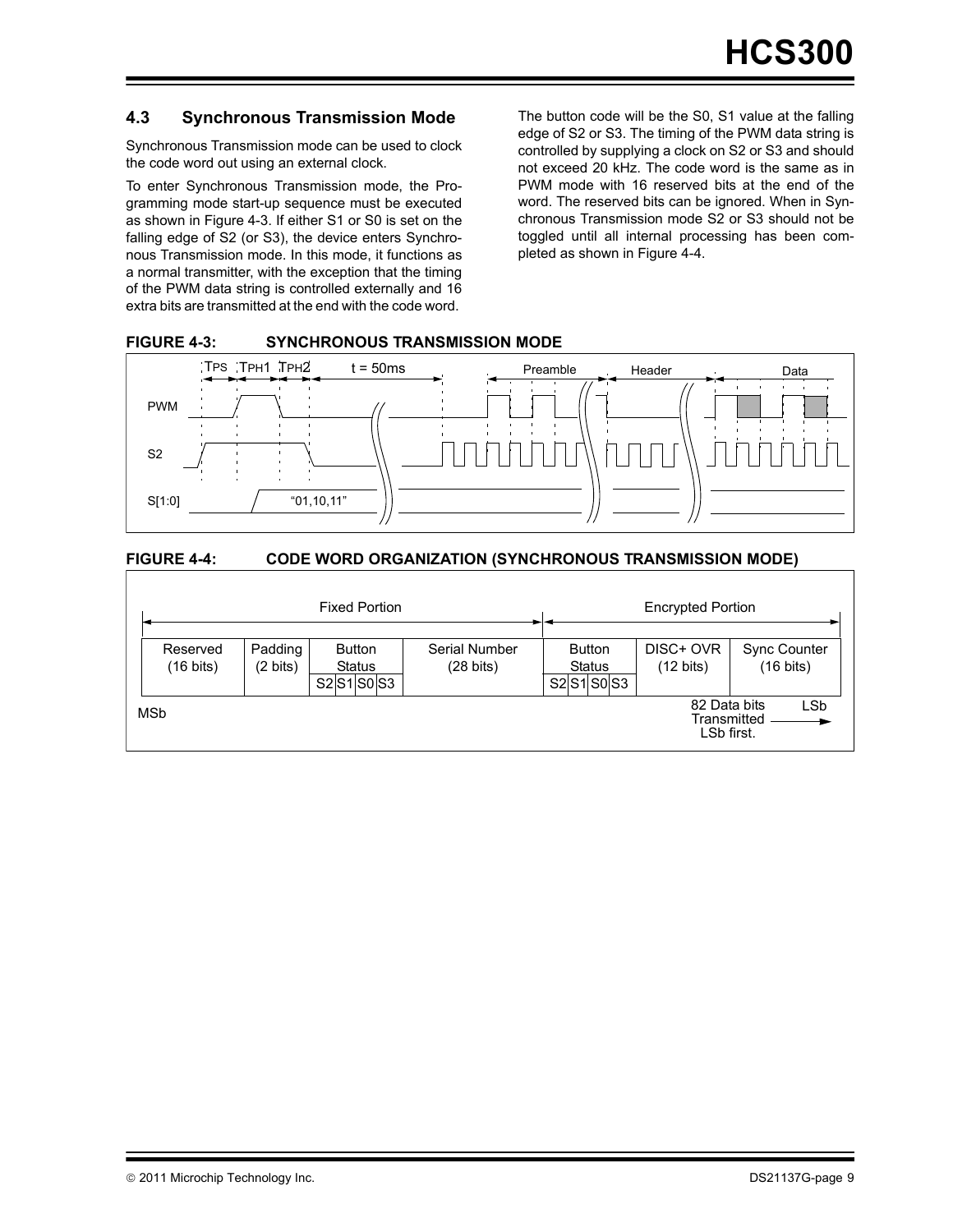### 4.3 Synchronous Transmission Mode

Synchronous Transmission mode can be used to clock the code word out using an external clock.

To enter Synchronous Transmission mode, the Programming mode start-up sequence must be executed as shown in Figure 4-3. If either S1 or S0 is set on the falling edge of S2 (or S3), the device enters Synchronous Transmission mode. In this mode, it functions as a normal transmitter, with the exception that the timing of the PWM data string is controlled externally and 16 extra bits are transmitted at the end with the code word.

The button code will be the S0, S1 value at the falling edge of S2 or S3. The timing of the PWM data string is controlled by supplying a clock on S2 or S3 and should not exceed 20 kHz. The code word is the same as in PWM mode with 16 reserved bits at the end of the word. The reserved bits can be ignored. When in Synchronous Transmission mode S2 or S3 should not be toggled until all internal processing has been completed as shown in Figure 4-4.

**FIGURE 4-3: SYNCHRONOUS TRANSMISSION MODE**

$T_{PS}$ $T_{PH1}$ $T_{PH2}$ t = 50ms Preamble Header Data

PWM

S2

S[1:0] "01,10,11"

**FIGURE 4-4: CODE WORD ORGANIZATION (SYNCHRONOUS TRANSMISSION MODE)**

| Fixed Portion | | | | Encrypted Portion | | |
|---|---|---|---|---|---|---|
| Reserved (16 bits) | Padding (2 bits) | Button Status S2 S1 S0 S3 | Serial Number (28 bits) | Button Status S2 S1 S0 S3 | DISC+ OVR (12 bits) | Sync Counter (16 bits) |

MSb — 82 Data bits Transmitted LSb first. — LSb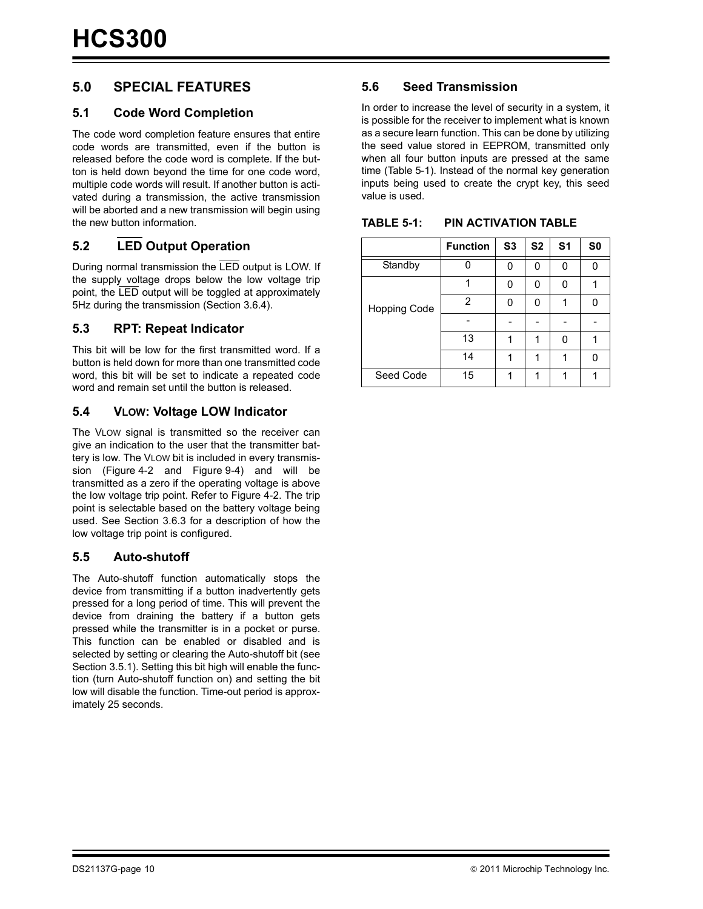# 5.0 SPECIAL FEATURES

## 5.1 Code Word Completion

The code word completion feature ensures that entire code words are transmitted, even if the button is released before the code word is complete. If the button is held down beyond the time for one code word, multiple code words will result. If another button is activated during a transmission, the active transmission will be aborted and a new transmission will begin using the new button information.

## 5.2 $\overline{\text{LED}}$ Output Operation

During normal transmission the $\overline{\text{LED}}$ output is LOW. If the supply voltage drops below the low voltage trip point, the $\overline{\text{LED}}$ output will be toggled at approximately 5Hz during the transmission (Section 3.6.4).

## 5.3 RPT: Repeat Indicator

This bit will be low for the first transmitted word. If a button is held down for more than one transmitted code word, this bit will be set to indicate a repeated code word and remain set until the button is released.

## 5.4 VLOW: Voltage LOW Indicator

The VLOW signal is transmitted so the receiver can give an indication to the user that the transmitter battery is low. The VLOW bit is included in every transmission (Figure 4-2 and Figure 9-4) and will be transmitted as a zero if the operating voltage is above the low voltage trip point. Refer to Figure 4-2. The trip point is selectable based on the battery voltage being used. See Section 3.6.3 for a description of how the low voltage trip point is configured.

## 5.5 Auto-shutoff

The Auto-shutoff function automatically stops the device from transmitting if a button inadvertently gets pressed for a long period of time. This will prevent the device from draining the battery if a button gets pressed while the transmitter is in a pocket or purse. This function can be enabled or disabled and is selected by setting or clearing the Auto-shutoff bit (see Section 3.5.1). Setting this bit high will enable the function (turn Auto-shutoff function on) and setting the bit low will disable the function. Time-out period is approximately 25 seconds.

## 5.6 Seed Transmission

In order to increase the level of security in a system, it is possible for the receiver to implement what is known as a secure learn function. This can be done by utilizing the seed value stored in EEPROM, transmitted only when all four button inputs are pressed at the same time (Table 5-1). Instead of the normal key generation inputs being used to create the crypt key, this seed value is used.

**TABLE 5-1: PIN ACTIVATION TABLE**

| | Function | S3 | S2 | S1 | S0 |
|---|---|---|---|---|---|
| Standby | 0 | 0 | 0 | 0 | 0 |
| Hopping Code | 1 | 0 | 0 | 0 | 1 |
| | 2 | 0 | 0 | 1 | 0 |
| | - | - | - | - | - |
| | 13 | 1 | 1 | 0 | 1 |
| | 14 | 1 | 1 | 1 | 0 |
| Seed Code | 15 | 1 | 1 | 1 | 1 |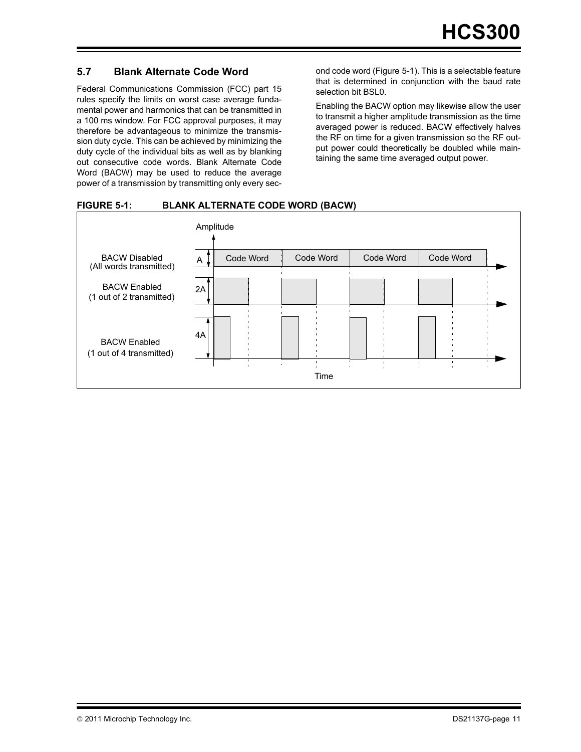## 5.7 Blank Alternate Code Word

Federal Communications Commission (FCC) part 15 rules specify the limits on worst case average fundamental power and harmonics that can be transmitted in a 100 ms window. For FCC approval purposes, it may therefore be advantageous to minimize the transmission duty cycle. This can be achieved by minimizing the duty cycle of the individual bits as well as by blanking out consecutive code words. Blank Alternate Code Word (BACW) may be used to reduce the average power of a transmission by transmitting only every second code word (Figure 5-1). This is a selectable feature that is determined in conjunction with the baud rate selection bit BSL0.

Enabling the BACW option may likewise allow the user to transmit a higher amplitude transmission as the time averaged power is reduced. BACW effectively halves the RF on time for a given transmission so the RF output power could theoretically be doubled while maintaining the same time averaged output power.

**FIGURE 5-1: BLANK ALTERNATE CODE WORD (BACW)**

Amplitude

BACW Disabled (All words transmitted) — A — Code Word | Code Word | Code Word | Code Word

BACW Enabled (1 out of 2 transmitted) — 2A

BACW Enabled (1 out of 4 transmitted) — 4A

Time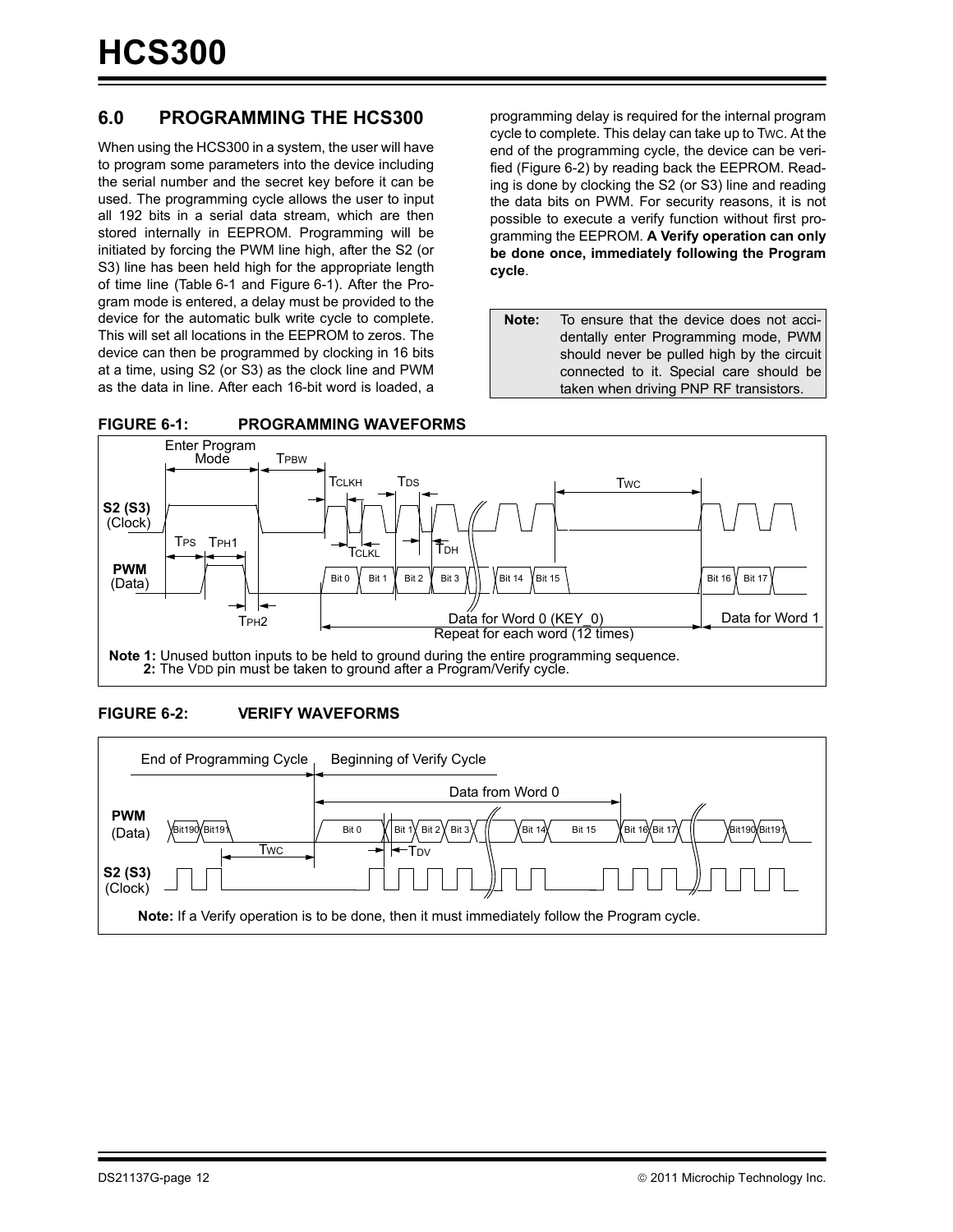## 6.0 PROGRAMMING THE HCS300

When using the HCS300 in a system, the user will have to program some parameters into the device including the serial number and the secret key before it can be used. The programming cycle allows the user to input all 192 bits in a serial data stream, which are then stored internally in EEPROM. Programming will be initiated by forcing the PWM line high, after the S2 (or S3) line has been held high for the appropriate length of time line (Table 6-1 and Figure 6-1). After the Program mode is entered, a delay must be provided to the device for the automatic bulk write cycle to complete. This will set all locations in the EEPROM to zeros. The device can then be programmed by clocking in 16 bits at a time, using S2 (or S3) as the clock line and PWM as the data in line. After each 16-bit word is loaded, a programming delay is required for the internal program cycle to complete. This delay can take up to $T_{WC}$. At the end of the programming cycle, the device can be verified (Figure 6-2) by reading back the EEPROM. Reading is done by clocking the S2 (or S3) line and reading the data bits on PWM. For security reasons, it is not possible to execute a verify function without first programming the EEPROM. **A Verify operation can only be done once, immediately following the Program cycle**.

| **Note:** | To ensure that the device does not accidentally enter Programming mode, PWM should never be pulled high by the circuit connected to it. Special care should be taken when driving PNP RF transistors. |
|---|---|

**FIGURE 6-1: PROGRAMMING WAVEFORMS**

**Note 1:** Unused button inputs to be held to ground during the entire programming sequence.
**2:** The $V_{DD}$ pin must be taken to ground after a Program/Verify cycle.

**FIGURE 6-2: VERIFY WAVEFORMS**

**Note:** If a Verify operation is to be done, then it must immediately follow the Program cycle.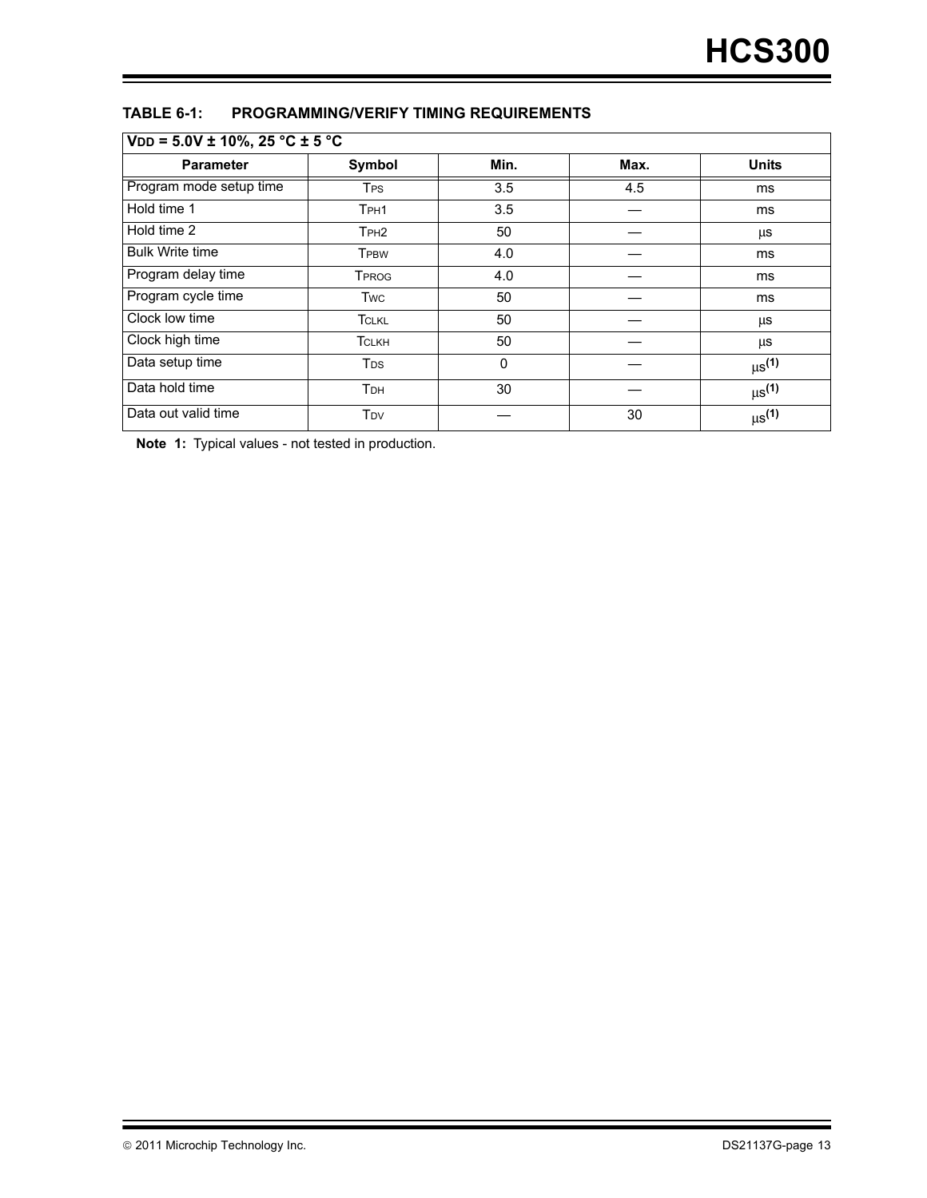**TABLE 6-1: PROGRAMMING/VERIFY TIMING REQUIREMENTS**

| $V_{DD}$ = 5.0V ± 10%, 25 °C ± 5 °C | | | | |
|---|---|---|---|---|
| **Parameter** | **Symbol** | **Min.** | **Max.** | **Units** |
| Program mode setup time | $T_{PS}$ | 3.5 | 4.5 | ms |
| Hold time 1 | $T_{PH1}$ | 3.5 | — | ms |
| Hold time 2 | $T_{PH2}$ | 50 | — | µs |
| Bulk Write time | $T_{PBW}$ | 4.0 | — | ms |
| Program delay time | $T_{PROG}$ | 4.0 | — | ms |
| Program cycle time | $T_{WC}$ | 50 | — | ms |
| Clock low time | $T_{CLKL}$ | 50 | — | µs |
| Clock high time | $T_{CLKH}$ | 50 | — | µs |
| Data setup time | $T_{DS}$ | 0 | — | µs(1) |
| Data hold time | $T_{DH}$ | 30 | — | µs(1) |
| Data out valid time | $T_{DV}$ | — | 30 | µs(1) |

**Note 1:** Typical values - not tested in production.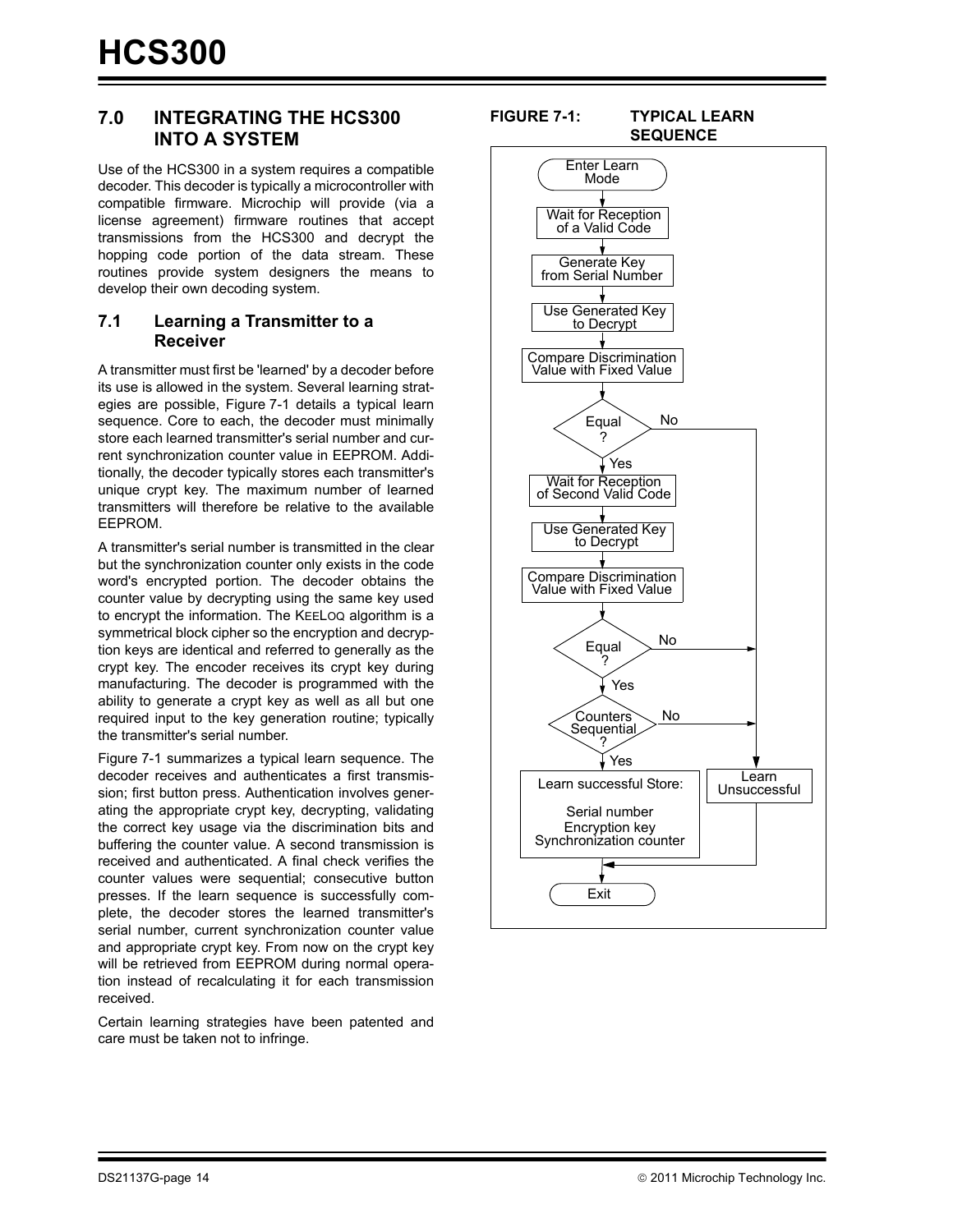## 7.0 INTEGRATING THE HCS300 INTO A SYSTEM

Use of the HCS300 in a system requires a compatible decoder. This decoder is typically a microcontroller with compatible firmware. Microchip will provide (via a license agreement) firmware routines that accept transmissions from the HCS300 and decrypt the hopping code portion of the data stream. These routines provide system designers the means to develop their own decoding system.

### 7.1 Learning a Transmitter to a Receiver

A transmitter must first be 'learned' by a decoder before its use is allowed in the system. Several learning strategies are possible, Figure 7-1 details a typical learn sequence. Core to each, the decoder must minimally store each learned transmitter's serial number and current synchronization counter value in EEPROM. Additionally, the decoder typically stores each transmitter's unique crypt key. The maximum number of learned transmitters will therefore be relative to the available EEPROM.

A transmitter's serial number is transmitted in the clear but the synchronization counter only exists in the code word's encrypted portion. The decoder obtains the counter value by decrypting using the same key used to encrypt the information. The KEELOQ algorithm is a symmetrical block cipher so the encryption and decryption keys are identical and referred to generally as the crypt key. The encoder receives its crypt key during manufacturing. The decoder is programmed with the ability to generate a crypt key as well as all but one required input to the key generation routine; typically the transmitter's serial number.

Figure 7-1 summarizes a typical learn sequence. The decoder receives and authenticates a first transmission; first button press. Authentication involves generating the appropriate crypt key, decrypting, validating the correct key usage via the discrimination bits and buffering the counter value. A second transmission is received and authenticated. A final check verifies the counter values were sequential; consecutive button presses. If the learn sequence is successfully complete, the decoder stores the learned transmitter's serial number, current synchronization counter value and appropriate crypt key. From now on the crypt key will be retrieved from EEPROM during normal operation instead of recalculating it for each transmission received.

Certain learning strategies have been patented and care must be taken not to infringe.

**FIGURE 7-1: TYPICAL LEARN SEQUENCE**

```
Enter Learn Mode
  -> Wait for Reception of a Valid Code
  -> Generate Key from Serial Number
  -> Use Generated Key to Decrypt
  -> Compare Discrimination Value with Fixed Value
  -> Equal?  No -> Learn Unsuccessful
     Yes
  -> Wait for Reception of Second Valid Code
  -> Use Generated Key to Decrypt
  -> Compare Discrimination Value with Fixed Value
  -> Equal?  No -> Learn Unsuccessful
     Yes
  -> Counters Sequential?  No -> Learn Unsuccessful
     Yes
  -> Learn successful Store:
       Serial number
       Encryption key
       Synchronization counter
  -> Exit
(Learn Unsuccessful -> Exit)
```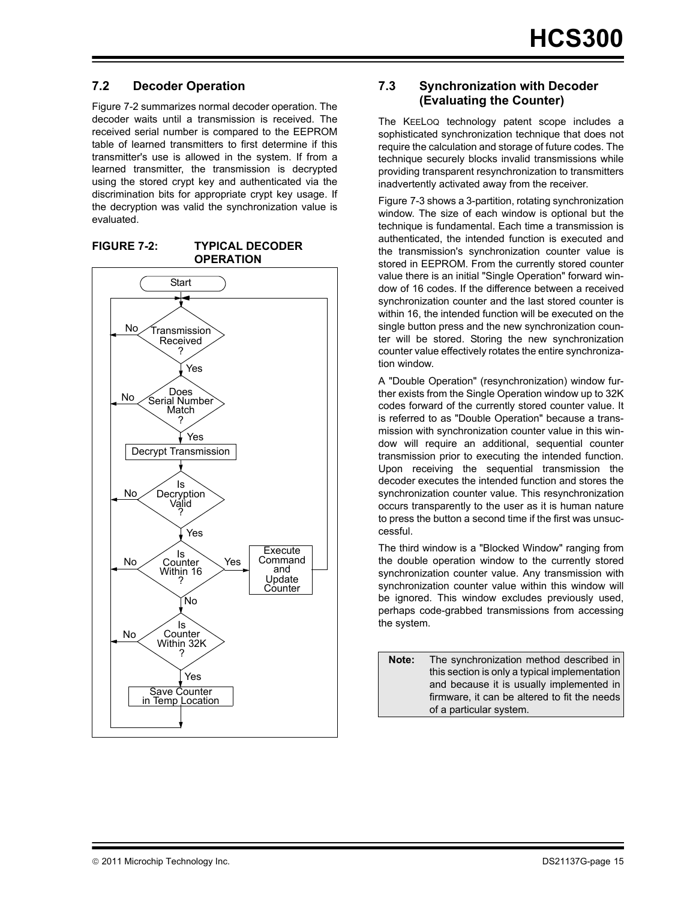## 7.2 Decoder Operation

Figure 7-2 summarizes normal decoder operation. The decoder waits until a transmission is received. The received serial number is compared to the EEPROM table of learned transmitters to first determine if this transmitter's use is allowed in the system. If from a learned transmitter, the transmission is decrypted using the stored crypt key and authenticated via the discrimination bits for appropriate crypt key usage. If the decryption was valid the synchronization value is evaluated.

**FIGURE 7-2: TYPICAL DECODER OPERATION**

```
Start
  |
  v
Transmission Received? --No--> (back to start)
  | Yes
  v
Does Serial Number Match? --No--> (back to start)
  | Yes
  v
Decrypt Transmission
  |
  v
Is Decryption Valid? --No--> (back to start)
  | Yes
  v
Is Counter Within 16? --Yes--> Execute Command and Update Counter --> (back to start)
  | No
  v
Is Counter Within 32K? --No--> (back to start)
  | Yes
  v
Save Counter in Temp Location
  |
  v
(back to start)
```

## 7.3 Synchronization with Decoder (Evaluating the Counter)

The KEELOQ technology patent scope includes a sophisticated synchronization technique that does not require the calculation and storage of future codes. The technique securely blocks invalid transmissions while providing transparent resynchronization to transmitters inadvertently activated away from the receiver.

Figure 7-3 shows a 3-partition, rotating synchronization window. The size of each window is optional but the technique is fundamental. Each time a transmission is authenticated, the intended function is executed and the transmission's synchronization counter value is stored in EEPROM. From the currently stored counter value there is an initial "Single Operation" forward window of 16 codes. If the difference between a received synchronization counter and the last stored counter is within 16, the intended function will be executed on the single button press and the new synchronization counter will be stored. Storing the new synchronization counter value effectively rotates the entire synchronization window.

A "Double Operation" (resynchronization) window further exists from the Single Operation window up to 32K codes forward of the currently stored counter value. It is referred to as "Double Operation" because a transmission with synchronization counter value in this window will require an additional, sequential counter transmission prior to executing the intended function. Upon receiving the sequential transmission the decoder executes the intended function and stores the synchronization counter value. This resynchronization occurs transparently to the user as it is human nature to press the button a second time if the first was unsuccessful.

The third window is a "Blocked Window" ranging from the double operation window to the currently stored synchronization counter value. Any transmission with synchronization counter value within this window will be ignored. This window excludes previously used, perhaps code-grabbed transmissions from accessing the system.

| **Note:** | The synchronization method described in this section is only a typical implementation and because it is usually implemented in firmware, it can be altered to fit the needs of a particular system. |
|---|---|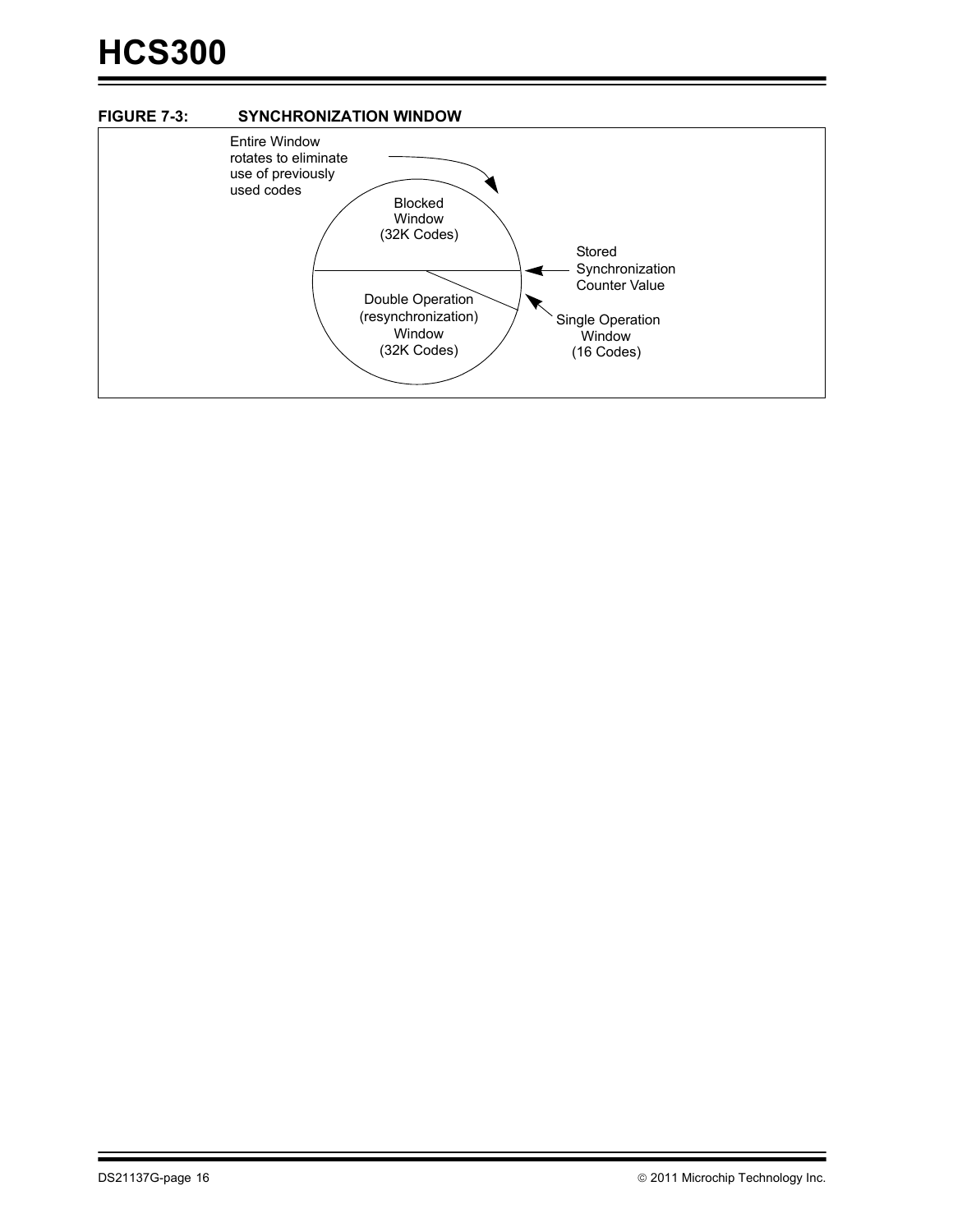**FIGURE 7-3: SYNCHRONIZATION WINDOW**

Entire Window rotates to eliminate use of previously used codes

Blocked Window (32K Codes)

Stored Synchronization Counter Value

Double Operation (resynchronization) Window (32K Codes)

Single Operation Window (16 Codes)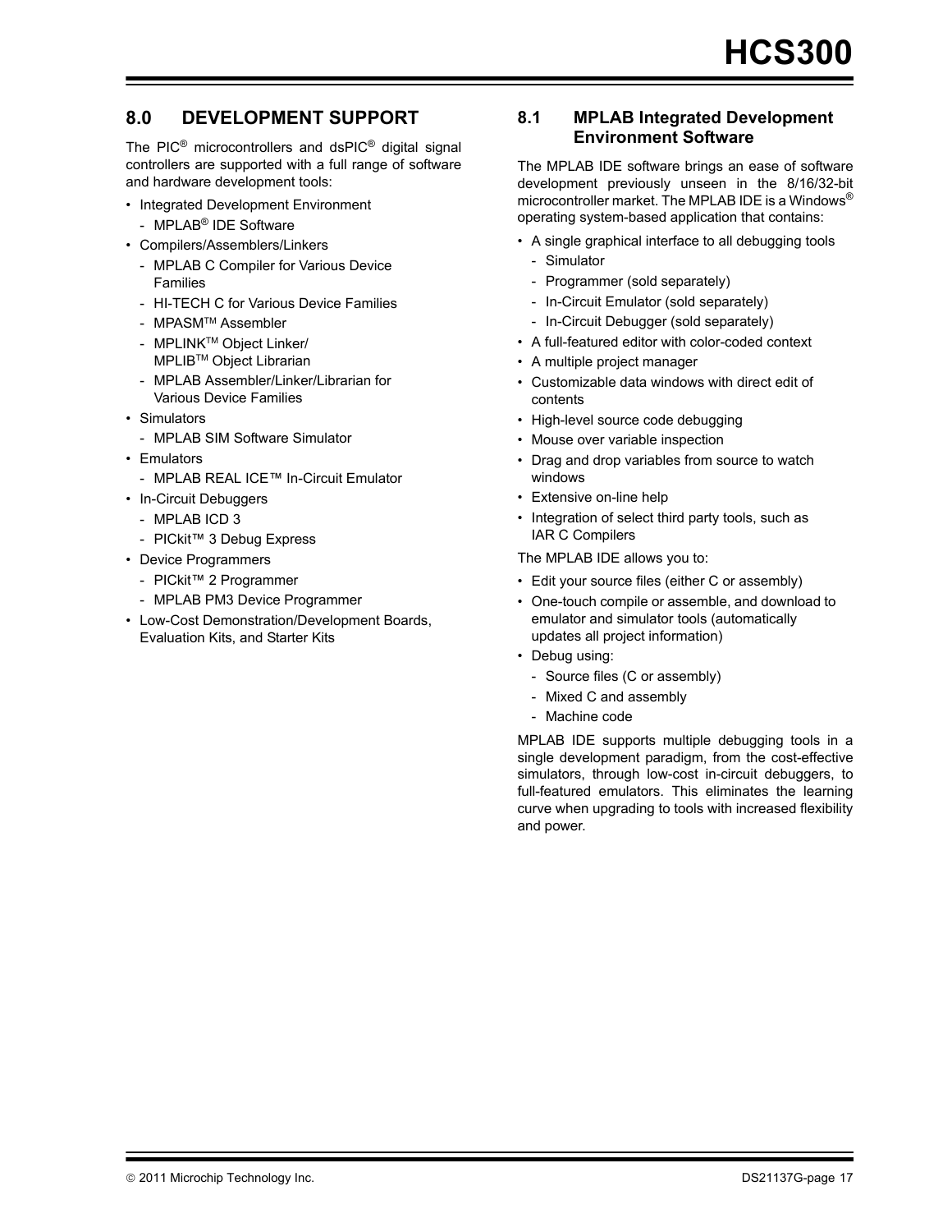## 8.0 DEVELOPMENT SUPPORT

The PIC® microcontrollers and dsPIC® digital signal controllers are supported with a full range of software and hardware development tools:

- Integrated Development Environment
  - MPLAB® IDE Software
- Compilers/Assemblers/Linkers
  - MPLAB C Compiler for Various Device Families
  - HI-TECH C for Various Device Families
  - MPASM™ Assembler
  - MPLINK™ Object Linker/ MPLIB™ Object Librarian
  - MPLAB Assembler/Linker/Librarian for Various Device Families
- Simulators
  - MPLAB SIM Software Simulator
- Emulators
  - MPLAB REAL ICE™ In-Circuit Emulator
- In-Circuit Debuggers
  - MPLAB ICD 3
  - PICkit™ 3 Debug Express
- Device Programmers
  - PICkit™ 2 Programmer
  - MPLAB PM3 Device Programmer
- Low-Cost Demonstration/Development Boards, Evaluation Kits, and Starter Kits

### 8.1 MPLAB Integrated Development Environment Software

The MPLAB IDE software brings an ease of software development previously unseen in the 8/16/32-bit microcontroller market. The MPLAB IDE is a Windows® operating system-based application that contains:

- A single graphical interface to all debugging tools
  - Simulator
  - Programmer (sold separately)
  - In-Circuit Emulator (sold separately)
  - In-Circuit Debugger (sold separately)
- A full-featured editor with color-coded context
- A multiple project manager
- Customizable data windows with direct edit of contents
- High-level source code debugging
- Mouse over variable inspection
- Drag and drop variables from source to watch windows
- Extensive on-line help
- Integration of select third party tools, such as IAR C Compilers

The MPLAB IDE allows you to:

- Edit your source files (either C or assembly)
- One-touch compile or assemble, and download to emulator and simulator tools (automatically updates all project information)
- Debug using:
  - Source files (C or assembly)
  - Mixed C and assembly
  - Machine code

MPLAB IDE supports multiple debugging tools in a single development paradigm, from the cost-effective simulators, through low-cost in-circuit debuggers, to full-featured emulators. This eliminates the learning curve when upgrading to tools with increased flexibility and power.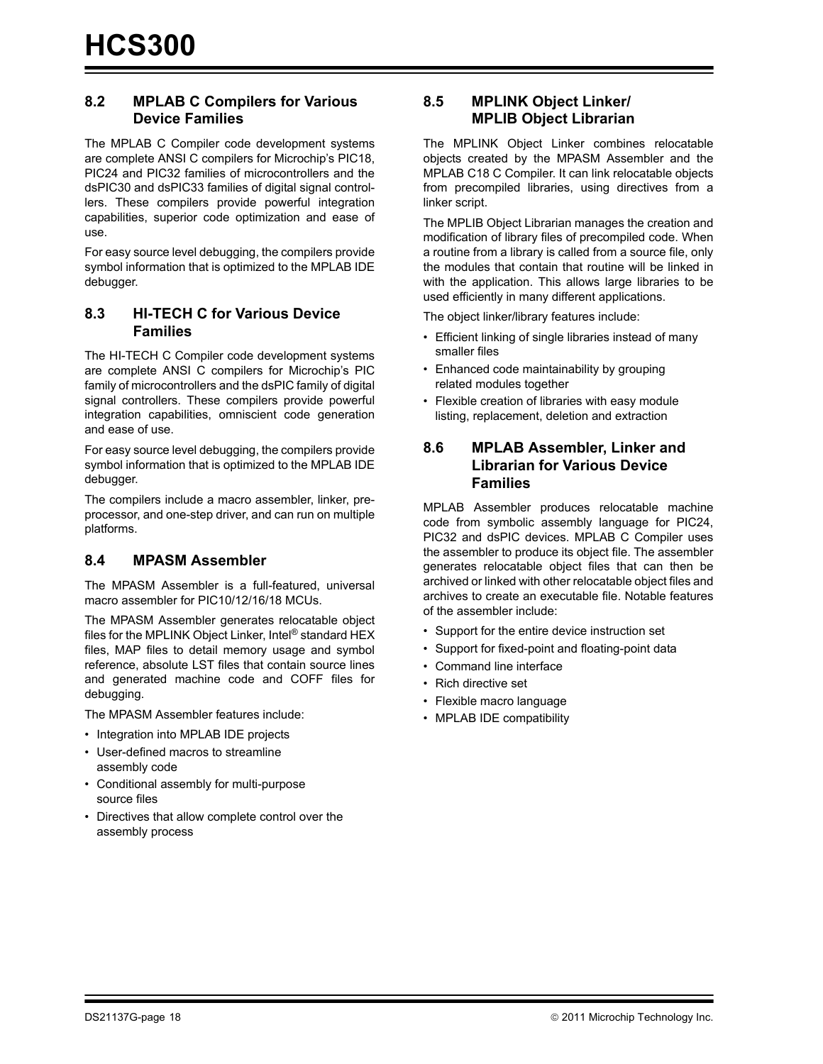## 8.2 MPLAB C Compilers for Various Device Families

The MPLAB C Compiler code development systems are complete ANSI C compilers for Microchip's PIC18, PIC24 and PIC32 families of microcontrollers and the dsPIC30 and dsPIC33 families of digital signal controllers. These compilers provide powerful integration capabilities, superior code optimization and ease of use.

For easy source level debugging, the compilers provide symbol information that is optimized to the MPLAB IDE debugger.

## 8.3 HI-TECH C for Various Device Families

The HI-TECH C Compiler code development systems are complete ANSI C compilers for Microchip's PIC family of microcontrollers and the dsPIC family of digital signal controllers. These compilers provide powerful integration capabilities, omniscient code generation and ease of use.

For easy source level debugging, the compilers provide symbol information that is optimized to the MPLAB IDE debugger.

The compilers include a macro assembler, linker, preprocessor, and one-step driver, and can run on multiple platforms.

## 8.4 MPASM Assembler

The MPASM Assembler is a full-featured, universal macro assembler for PIC10/12/16/18 MCUs.

The MPASM Assembler generates relocatable object files for the MPLINK Object Linker, Intel® standard HEX files, MAP files to detail memory usage and symbol reference, absolute LST files that contain source lines and generated machine code and COFF files for debugging.

The MPASM Assembler features include:

- Integration into MPLAB IDE projects
- User-defined macros to streamline assembly code
- Conditional assembly for multi-purpose source files
- Directives that allow complete control over the assembly process

## 8.5 MPLINK Object Linker/ MPLIB Object Librarian

The MPLINK Object Linker combines relocatable objects created by the MPASM Assembler and the MPLAB C18 C Compiler. It can link relocatable objects from precompiled libraries, using directives from a linker script.

The MPLIB Object Librarian manages the creation and modification of library files of precompiled code. When a routine from a library is called from a source file, only the modules that contain that routine will be linked in with the application. This allows large libraries to be used efficiently in many different applications.

The object linker/library features include:

- Efficient linking of single libraries instead of many smaller files
- Enhanced code maintainability by grouping related modules together
- Flexible creation of libraries with easy module listing, replacement, deletion and extraction

## 8.6 MPLAB Assembler, Linker and Librarian for Various Device Families

MPLAB Assembler produces relocatable machine code from symbolic assembly language for PIC24, PIC32 and dsPIC devices. MPLAB C Compiler uses the assembler to produce its object file. The assembler generates relocatable object files that can then be archived or linked with other relocatable object files and archives to create an executable file. Notable features of the assembler include:

- Support for the entire device instruction set
- Support for fixed-point and floating-point data
- Command line interface
- Rich directive set
- Flexible macro language
- MPLAB IDE compatibility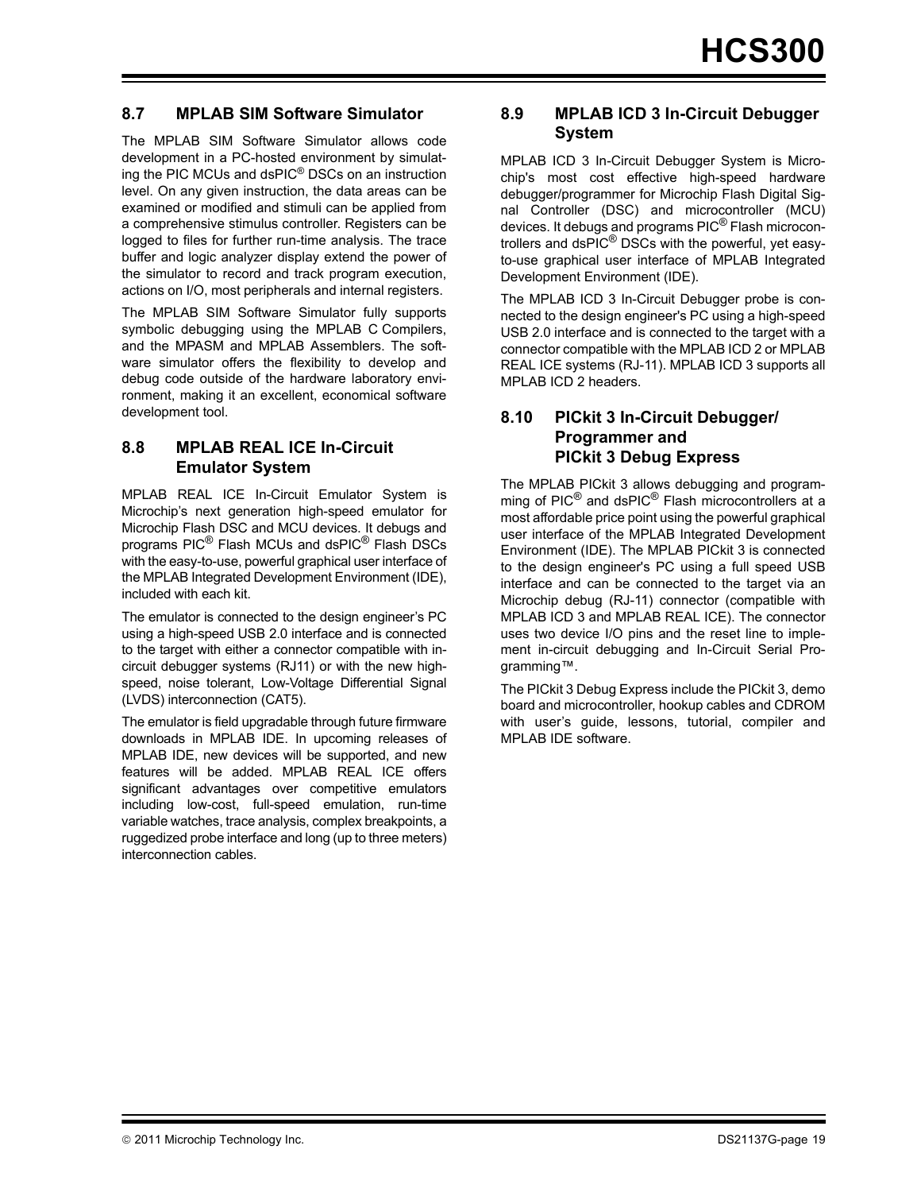## 8.7 MPLAB SIM Software Simulator

The MPLAB SIM Software Simulator allows code development in a PC-hosted environment by simulating the PIC MCUs and dsPIC® DSCs on an instruction level. On any given instruction, the data areas can be examined or modified and stimuli can be applied from a comprehensive stimulus controller. Registers can be logged to files for further run-time analysis. The trace buffer and logic analyzer display extend the power of the simulator to record and track program execution, actions on I/O, most peripherals and internal registers.

The MPLAB SIM Software Simulator fully supports symbolic debugging using the MPLAB C Compilers, and the MPASM and MPLAB Assemblers. The software simulator offers the flexibility to develop and debug code outside of the hardware laboratory environment, making it an excellent, economical software development tool.

## 8.8 MPLAB REAL ICE In-Circuit Emulator System

MPLAB REAL ICE In-Circuit Emulator System is Microchip's next generation high-speed emulator for Microchip Flash DSC and MCU devices. It debugs and programs PIC® Flash MCUs and dsPIC® Flash DSCs with the easy-to-use, powerful graphical user interface of the MPLAB Integrated Development Environment (IDE), included with each kit.

The emulator is connected to the design engineer's PC using a high-speed USB 2.0 interface and is connected to the target with either a connector compatible with in-circuit debugger systems (RJ11) or with the new high-speed, noise tolerant, Low-Voltage Differential Signal (LVDS) interconnection (CAT5).

The emulator is field upgradable through future firmware downloads in MPLAB IDE. In upcoming releases of MPLAB IDE, new devices will be supported, and new features will be added. MPLAB REAL ICE offers significant advantages over competitive emulators including low-cost, full-speed emulation, run-time variable watches, trace analysis, complex breakpoints, a ruggedized probe interface and long (up to three meters) interconnection cables.

## 8.9 MPLAB ICD 3 In-Circuit Debugger System

MPLAB ICD 3 In-Circuit Debugger System is Microchip's most cost effective high-speed hardware debugger/programmer for Microchip Flash Digital Signal Controller (DSC) and microcontroller (MCU) devices. It debugs and programs PIC® Flash microcontrollers and dsPIC® DSCs with the powerful, yet easy-to-use graphical user interface of MPLAB Integrated Development Environment (IDE).

The MPLAB ICD 3 In-Circuit Debugger probe is connected to the design engineer's PC using a high-speed USB 2.0 interface and is connected to the target with a connector compatible with the MPLAB ICD 2 or MPLAB REAL ICE systems (RJ-11). MPLAB ICD 3 supports all MPLAB ICD 2 headers.

## 8.10 PICkit 3 In-Circuit Debugger/ Programmer and PICkit 3 Debug Express

The MPLAB PICkit 3 allows debugging and programming of PIC® and dsPIC® Flash microcontrollers at a most affordable price point using the powerful graphical user interface of the MPLAB Integrated Development Environment (IDE). The MPLAB PICkit 3 is connected to the design engineer's PC using a full speed USB interface and can be connected to the target via an Microchip debug (RJ-11) connector (compatible with MPLAB ICD 3 and MPLAB REAL ICE). The connector uses two device I/O pins and the reset line to implement in-circuit debugging and In-Circuit Serial Programming™.

The PICkit 3 Debug Express include the PICkit 3, demo board and microcontroller, hookup cables and CDROM with user's guide, lessons, tutorial, compiler and MPLAB IDE software.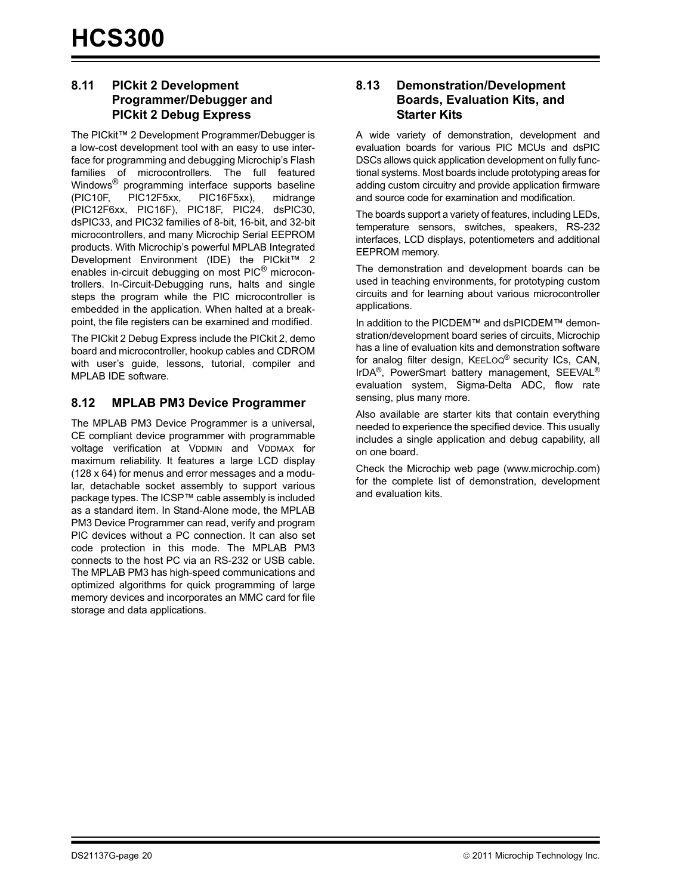## 8.11 PICkit 2 Development Programmer/Debugger and PICkit 2 Debug Express

The PICkit™ 2 Development Programmer/Debugger is a low-cost development tool with an easy to use interface for programming and debugging Microchip's Flash families of microcontrollers. The full featured Windows® programming interface supports baseline (PIC10F, PIC12F5xx, PIC16F5xx), midrange (PIC12F6xx, PIC16F), PIC18F, PIC24, dsPIC30, dsPIC33, and PIC32 families of 8-bit, 16-bit, and 32-bit microcontrollers, and many Microchip Serial EEPROM products. With Microchip's powerful MPLAB Integrated Development Environment (IDE) the PICkit™ 2 enables in-circuit debugging on most PIC® microcontrollers. In-Circuit-Debugging runs, halts and single steps the program while the PIC microcontroller is embedded in the application. When halted at a breakpoint, the file registers can be examined and modified.

The PICkit 2 Debug Express include the PICkit 2, demo board and microcontroller, hookup cables and CDROM with user's guide, lessons, tutorial, compiler and MPLAB IDE software.

## 8.12 MPLAB PM3 Device Programmer

The MPLAB PM3 Device Programmer is a universal, CE compliant device programmer with programmable voltage verification at VDDMIN and VDDMAX for maximum reliability. It features a large LCD display (128 x 64) for menus and error messages and a modular, detachable socket assembly to support various package types. The ICSP™ cable assembly is included as a standard item. In Stand-Alone mode, the MPLAB PM3 Device Programmer can read, verify and program PIC devices without a PC connection. It can also set code protection in this mode. The MPLAB PM3 connects to the host PC via an RS-232 or USB cable. The MPLAB PM3 has high-speed communications and optimized algorithms for quick programming of large memory devices and incorporates an MMC card for file storage and data applications.

## 8.13 Demonstration/Development Boards, Evaluation Kits, and Starter Kits

A wide variety of demonstration, development and evaluation boards for various PIC MCUs and dsPIC DSCs allows quick application development on fully functional systems. Most boards include prototyping areas for adding custom circuitry and provide application firmware and source code for examination and modification.

The boards support a variety of features, including LEDs, temperature sensors, switches, speakers, RS-232 interfaces, LCD displays, potentiometers and additional EEPROM memory.

The demonstration and development boards can be used in teaching environments, for prototyping custom circuits and for learning about various microcontroller applications.

In addition to the PICDEM™ and dsPICDEM™ demonstration/development board series of circuits, Microchip has a line of evaluation kits and demonstration software for analog filter design, KEELOQ® security ICs, CAN, IrDA®, PowerSmart battery management, SEEVAL® evaluation system, Sigma-Delta ADC, flow rate sensing, plus many more.

Also available are starter kits that contain everything needed to experience the specified device. This usually includes a single application and debug capability, all on one board.

Check the Microchip web page (www.microchip.com) for the complete list of demonstration, development and evaluation kits.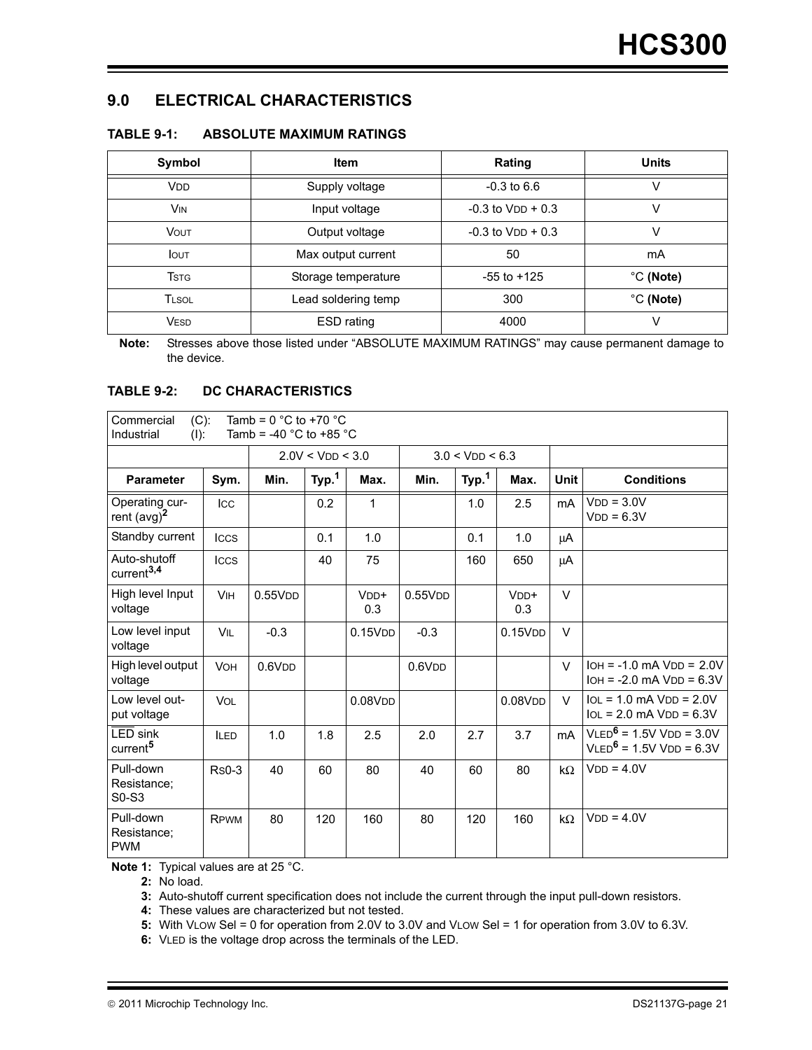## 9.0 ELECTRICAL CHARACTERISTICS

### TABLE 9-1: ABSOLUTE MAXIMUM RATINGS

| Symbol | Item | Rating | Units |
|---|---|---|---|
| $V_{DD}$ | Supply voltage | -0.3 to 6.6 | V |
| $V_{IN}$ | Input voltage | -0.3 to $V_{DD}$ + 0.3 | V |
| $V_{OUT}$ | Output voltage | -0.3 to $V_{DD}$ + 0.3 | V |
| $I_{OUT}$ | Max output current | 50 | mA |
| $T_{STG}$ | Storage temperature | -55 to +125 | °C **(Note)** |
| $T_{LSOL}$ | Lead soldering temp | 300 | °C **(Note)** |
| $V_{ESD}$ | ESD rating | 4000 | V |

**Note:** Stresses above those listed under "ABSOLUTE MAXIMUM RATINGS" may cause permanent damage to the device.

### TABLE 9-2: DC CHARACTERISTICS

Commercial (C): Tamb = 0 °C to +70 °C
Industrial (I): Tamb = -40 °C to +85 °C

| | | 2.0V < $V_{DD}$ < 3.0 | | | 3.0 < $V_{DD}$ < 6.3 | | | | |
|---|---|---|---|---|---|---|---|---|---|
| **Parameter** | **Sym.** | **Min.** | **Typ.[1]** | **Max.** | **Min.** | **Typ.[1]** | **Max.** | **Unit** | **Conditions** |
| Operating current (avg)[2] | $I_{CC}$ | | 0.2 | 1 | | 1.0 | 2.5 | mA | $V_{DD}$ = 3.0V<br>$V_{DD}$ = 6.3V |
| Standby current | $I_{CCS}$ | | 0.1 | 1.0 | | 0.1 | 1.0 | μA | |
| Auto-shutoff current[3,4] | $I_{CCS}$ | | 40 | 75 | | 160 | 650 | μA | |
| High level Input voltage | $V_{IH}$ | 0.55$V_{DD}$ | | $V_{DD}$+ 0.3 | 0.55$V_{DD}$ | | $V_{DD}$+ 0.3 | V | |
| Low level input voltage | $V_{IL}$ | -0.3 | | 0.15$V_{DD}$ | -0.3 | | 0.15$V_{DD}$ | V | |
| High level output voltage | $V_{OH}$ | 0.6$V_{DD}$ | | | 0.6$V_{DD}$ | | | V | $I_{OH}$ = -1.0 mA $V_{DD}$ = 2.0V<br>$I_{OH}$ = -2.0 mA $V_{DD}$ = 6.3V |
| Low level output voltage | $V_{OL}$ | | | 0.08$V_{DD}$ | | | 0.08$V_{DD}$ | V | $I_{OL}$ = 1.0 mA $V_{DD}$ = 2.0V<br>$I_{OL}$ = 2.0 mA $V_{DD}$ = 6.3V |
| $\overline{LED}$ sink current[5] | $I_{LED}$ | 1.0 | 1.8 | 2.5 | 2.0 | 2.7 | 3.7 | mA | $V_{LED}$[6] = 1.5V $V_{DD}$ = 3.0V<br>$V_{LED}$[6] = 1.5V $V_{DD}$ = 6.3V |
| Pull-down Resistance; S0-S3 | $R_{S0-3}$ | 40 | 60 | 80 | 40 | 60 | 80 | kΩ | $V_{DD}$ = 4.0V |
| Pull-down Resistance; PWM | $R_{PWM}$ | 80 | 120 | 160 | 80 | 120 | 160 | kΩ | $V_{DD}$ = 4.0V |

**Note 1:** Typical values are at 25 °C.
**2:** No load.
**3:** Auto-shutoff current specification does not include the current through the input pull-down resistors.
**4:** These values are characterized but not tested.
**5:** With $V_{LOW}$ Sel = 0 for operation from 2.0V to 3.0V and $V_{LOW}$ Sel = 1 for operation from 3.0V to 6.3V.
**6:** $V_{LED}$ is the voltage drop across the terminals of the LED.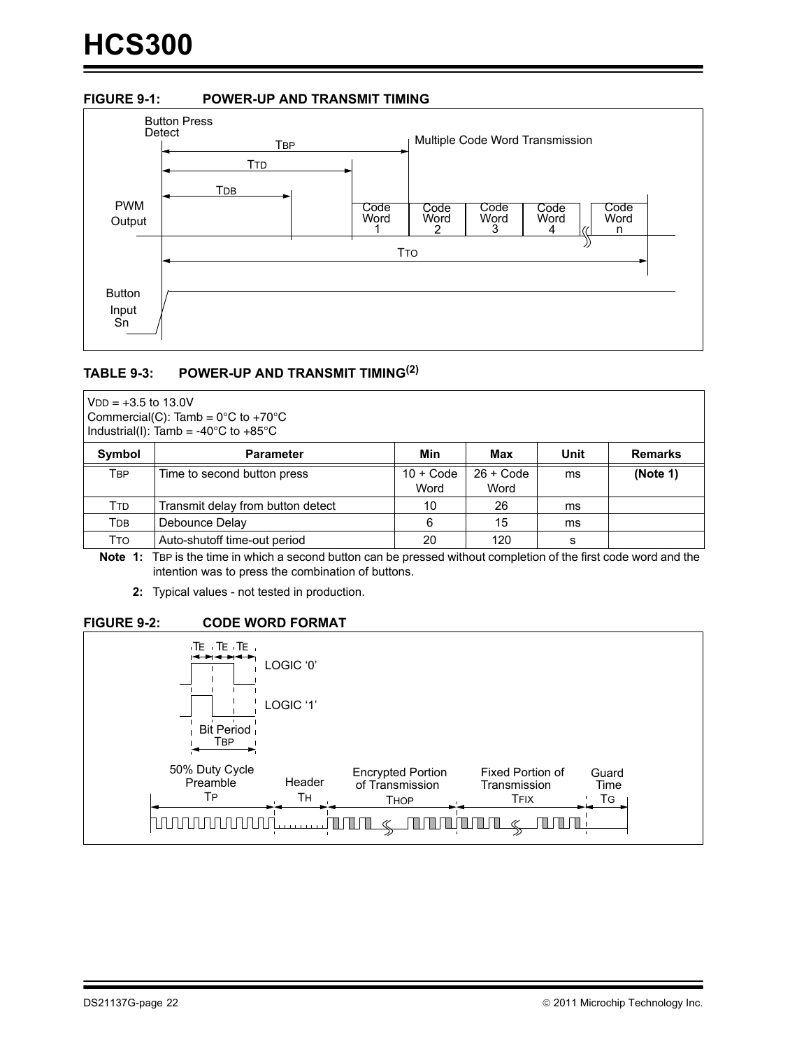**FIGURE 9-1: POWER-UP AND TRANSMIT TIMING**

**TABLE 9-3: POWER-UP AND TRANSMIT TIMING[2]**

$V_{DD}$ = +3.5 to 13.0V
Commercial(C): Tamb = 0°C to +70°C
Industrial(I): Tamb = -40°C to +85°C

| Symbol | Parameter | Min | Max | Unit | Remarks |
|---|---|---|---|---|---|
| $T_{BP}$ | Time to second button press | 10 + Code Word | 26 + Code Word | ms | **(Note 1)** |
| $T_{TD}$ | Transmit delay from button detect | 10 | 26 | ms | |
| $T_{DB}$ | Debounce Delay | 6 | 15 | ms | |
| $T_{TO}$ | Auto-shutoff time-out period | 20 | 120 | s | |

**Note 1:** $T_{BP}$ is the time in which a second button can be pressed without completion of the first code word and the intention was to press the combination of buttons.

**2:** Typical values - not tested in production.

**FIGURE 9-2: CODE WORD FORMAT**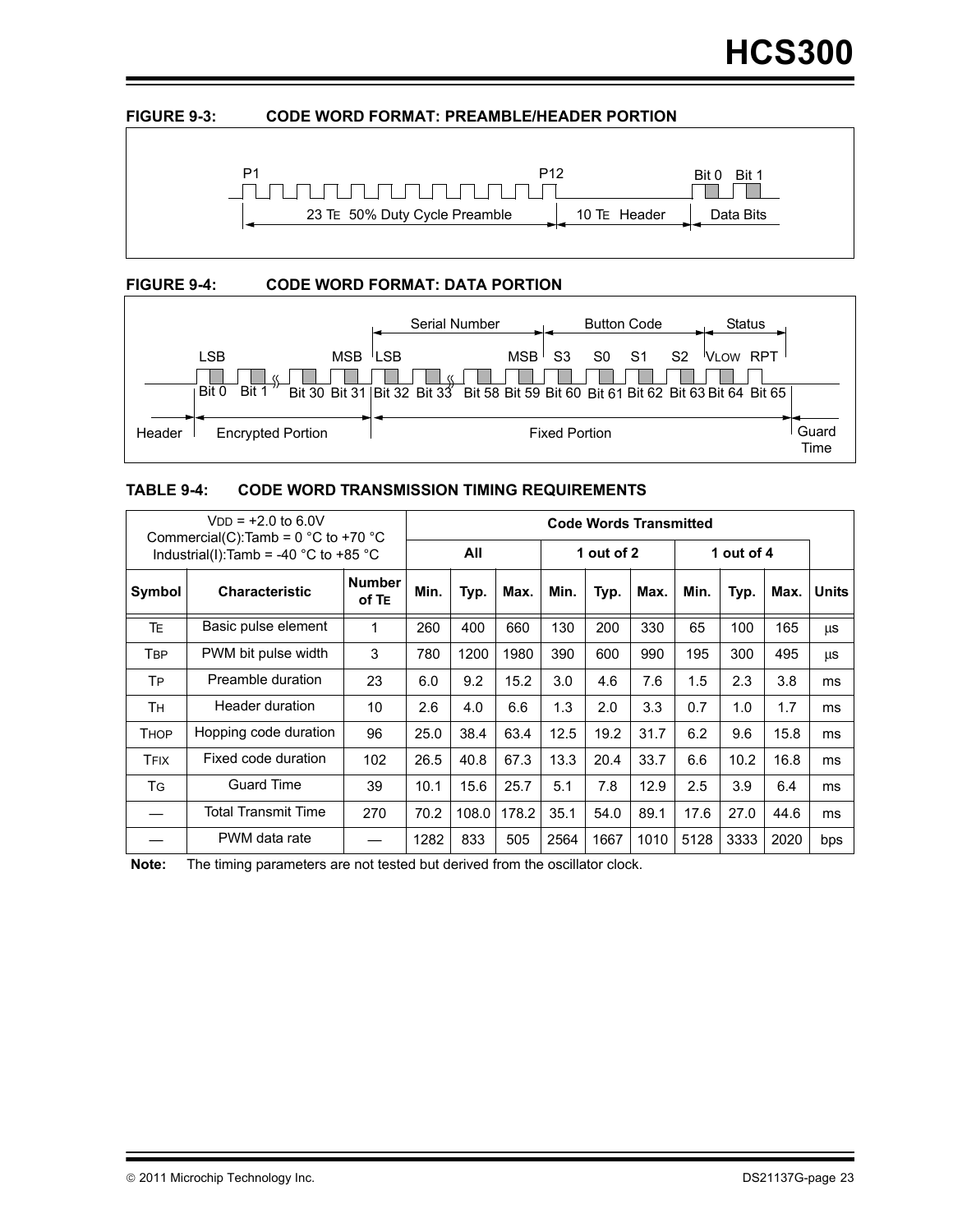**FIGURE 9-3: CODE WORD FORMAT: PREAMBLE/HEADER PORTION**

P1 P12 Bit 0 Bit 1

23 TE 50% Duty Cycle Preamble | 10 TE Header | Data Bits

**FIGURE 9-4: CODE WORD FORMAT: DATA PORTION**

Serial Number | Button Code | Status

LSB MSB LSB MSB S3 S0 S1 S2 VLOW RPT

Bit 0 Bit 1 Bit 30 Bit 31 Bit 32 Bit 33 Bit 58 Bit 59 Bit 60 Bit 61 Bit 62 Bit 63 Bit 64 Bit 65

Header | Encrypted Portion | Fixed Portion | Guard Time

**TABLE 9-4: CODE WORD TRANSMISSION TIMING REQUIREMENTS**

| VDD = +2.0 to 6.0V Commercial(C):Tamb = 0 °C to +70 °C Industrial(I):Tamb = -40 °C to +85 °C | | | Code Words Transmitted | | | | | | | | | |
|---|---|---|---|---|---|---|---|---|---|---|---|---|
| | | | All | | | 1 out of 2 | | | 1 out of 4 | | | |
| Symbol | Characteristic | Number of TE | Min. | Typ. | Max. | Min. | Typ. | Max. | Min. | Typ. | Max. | Units |
| TE | Basic pulse element | 1 | 260 | 400 | 660 | 130 | 200 | 330 | 65 | 100 | 165 | µs |
| TBP | PWM bit pulse width | 3 | 780 | 1200 | 1980 | 390 | 600 | 990 | 195 | 300 | 495 | µs |
| TP | Preamble duration | 23 | 6.0 | 9.2 | 15.2 | 3.0 | 4.6 | 7.6 | 1.5 | 2.3 | 3.8 | ms |
| TH | Header duration | 10 | 2.6 | 4.0 | 6.6 | 1.3 | 2.0 | 3.3 | 0.7 | 1.0 | 1.7 | ms |
| THOP | Hopping code duration | 96 | 25.0 | 38.4 | 63.4 | 12.5 | 19.2 | 31.7 | 6.2 | 9.6 | 15.8 | ms |
| TFIX | Fixed code duration | 102 | 26.5 | 40.8 | 67.3 | 13.3 | 20.4 | 33.7 | 6.6 | 10.2 | 16.8 | ms |
| TG | Guard Time | 39 | 10.1 | 15.6 | 25.7 | 5.1 | 7.8 | 12.9 | 2.5 | 3.9 | 6.4 | ms |
| — | Total Transmit Time | 270 | 70.2 | 108.0 | 178.2 | 35.1 | 54.0 | 89.1 | 17.6 | 27.0 | 44.6 | ms |
| — | PWM data rate | — | 1282 | 833 | 505 | 2564 | 1667 | 1010 | 5128 | 3333 | 2020 | bps |

**Note:** The timing parameters are not tested but derived from the oscillator clock.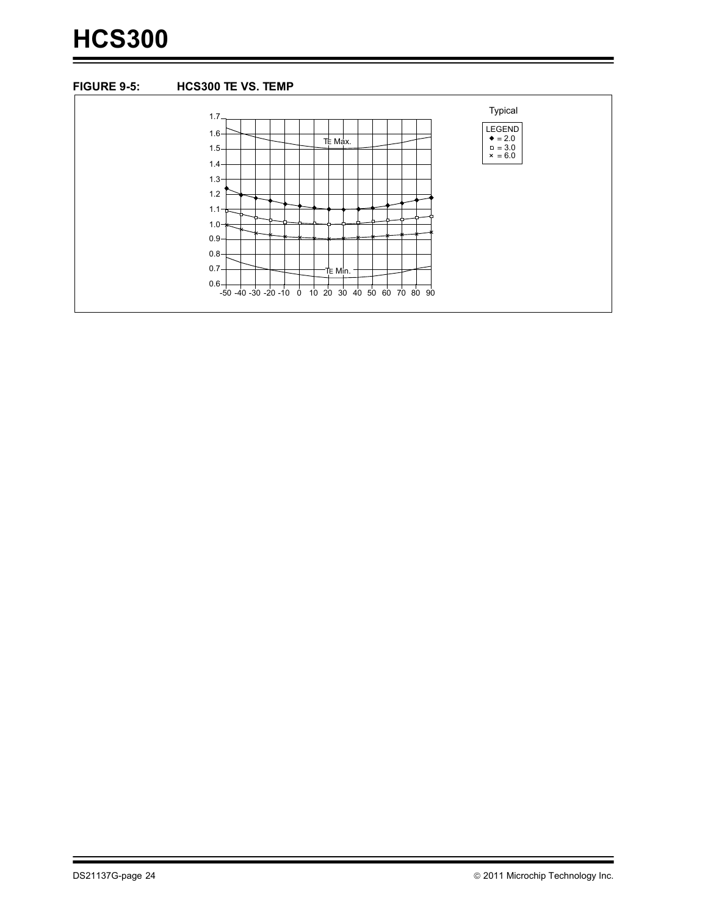**FIGURE 9-5: HCS300 TE VS. TEMP**

Typical

LEGEND
◆ = 2.0
□ = 3.0
× = 6.0

TE Max.

TE Min.

1.7
1.6
1.5
1.4
1.3
1.2
1.1
1.0
0.9
0.8
0.7
0.6

-50 -40 -30 -20 -10 0 10 20 30 40 50 60 70 80 90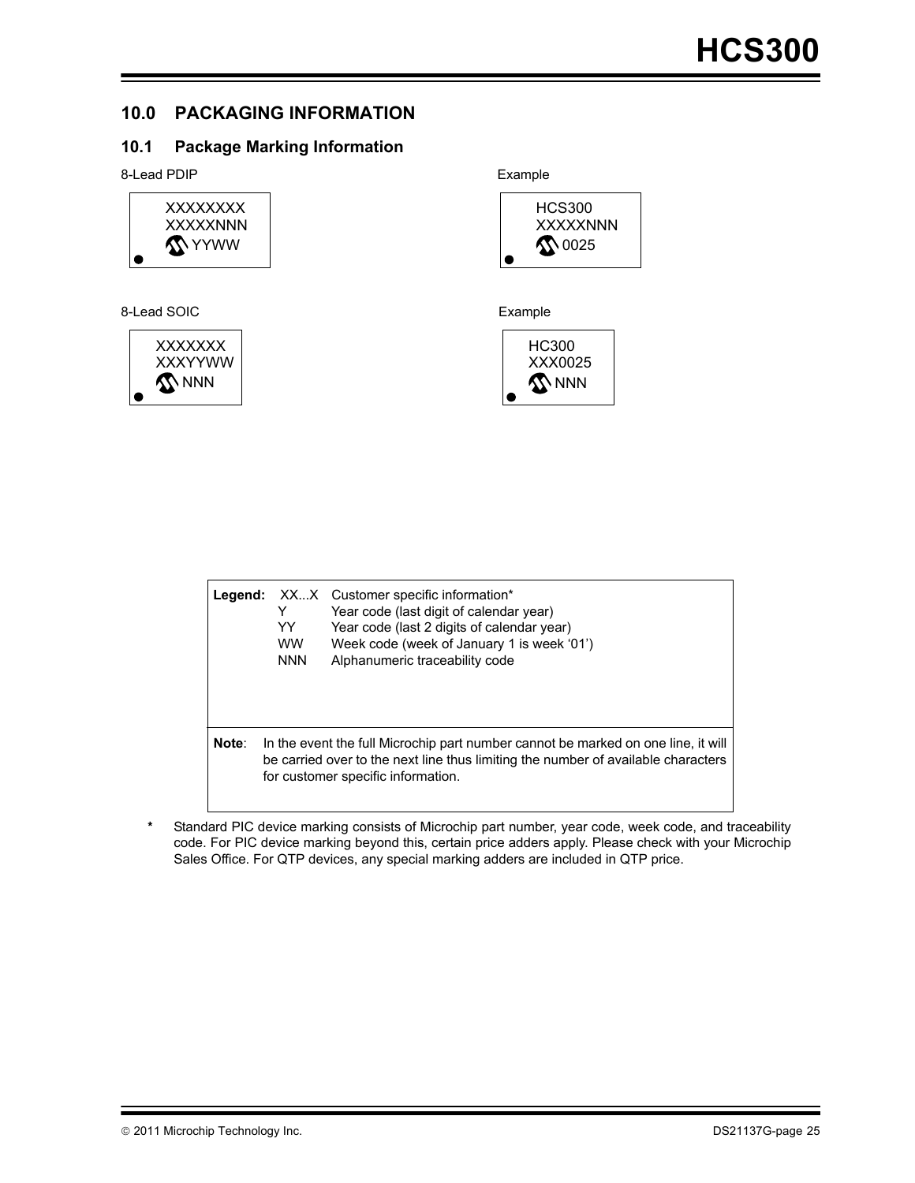## 10.0 PACKAGING INFORMATION

### 10.1 Package Marking Information

8-Lead PDIP

```
XXXXXXXX
XXXXXNNN
   YYWW
```

Example

```
HCS300
XXXXXNNN
   0025
```

8-Lead SOIC

```
XXXXXXX
XXXYYWW
   NNN
```

Example

```
HC300
XXX0025
   NNN
```

| **Legend:** | XX...X | Customer specific information* |
|---|---|---|
| | Y | Year code (last digit of calendar year) |
| | YY | Year code (last 2 digits of calendar year) |
| | WW | Week code (week of January 1 is week '01') |
| | NNN | Alphanumeric traceability code |

**Note**: In the event the full Microchip part number cannot be marked on one line, it will be carried over to the next line thus limiting the number of available characters for customer specific information.

\* Standard PIC device marking consists of Microchip part number, year code, week code, and traceability code. For PIC device marking beyond this, certain price adders apply. Please check with your Microchip Sales Office. For QTP devices, any special marking adders are included in QTP price.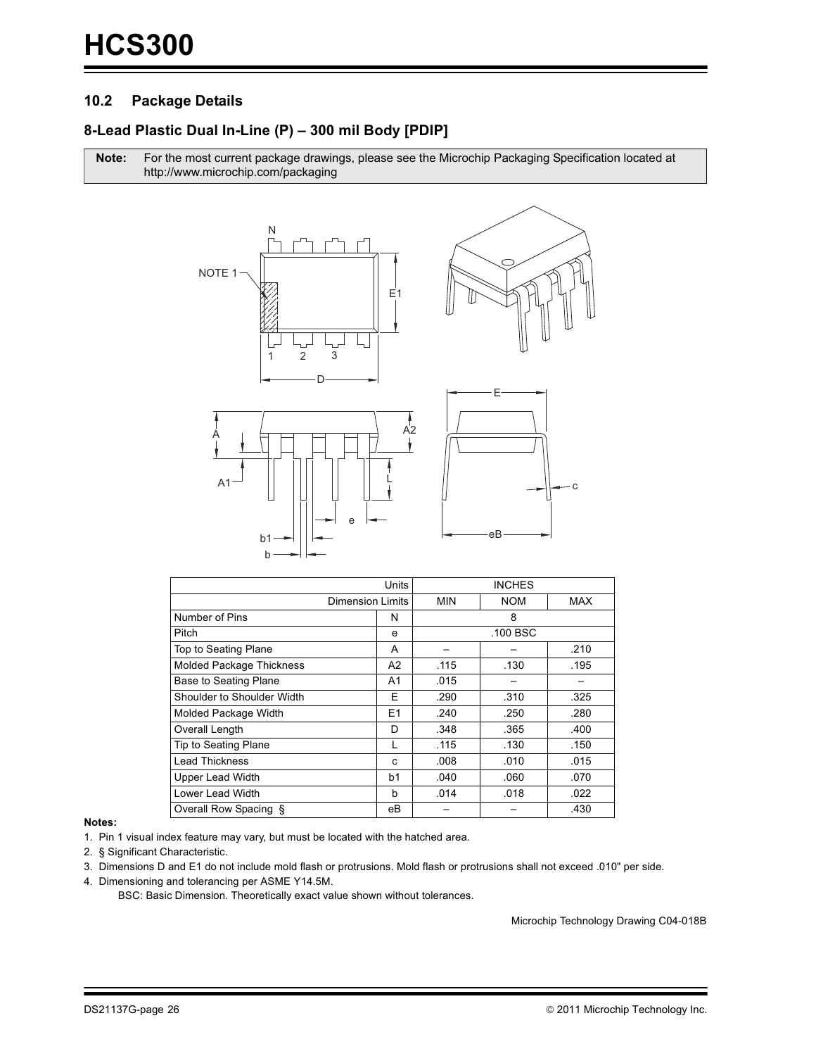## 10.2 Package Details

### 8-Lead Plastic Dual In-Line (P) – 300 mil Body [PDIP]

**Note:** For the most current package drawings, please see the Microchip Packaging Specification located at http://www.microchip.com/packaging

| Units | | INCHES | | |
|---|---|---|---|---|
| Dimension Limits | | MIN | NOM | MAX |
| Number of Pins | N | | 8 | |
| Pitch | e | | .100 BSC | |
| Top to Seating Plane | A | – | – | .210 |
| Molded Package Thickness | A2 | .115 | .130 | .195 |
| Base to Seating Plane | A1 | .015 | – | – |
| Shoulder to Shoulder Width | E | .290 | .310 | .325 |
| Molded Package Width | E1 | .240 | .250 | .280 |
| Overall Length | D | .348 | .365 | .400 |
| Tip to Seating Plane | L | .115 | .130 | .150 |
| Lead Thickness | c | .008 | .010 | .015 |
| Upper Lead Width | b1 | .040 | .060 | .070 |
| Lower Lead Width | b | .014 | .018 | .022 |
| Overall Row Spacing § | eB | – | – | .430 |

**Notes:**

1. Pin 1 visual index feature may vary, but must be located with the hatched area.
2. § Significant Characteristic.
3. Dimensions D and E1 do not include mold flash or protrusions. Mold flash or protrusions shall not exceed .010" per side.
4. Dimensioning and tolerancing per ASME Y14.5M.

   BSC: Basic Dimension. Theoretically exact value shown without tolerances.

Microchip Technology Drawing C04-018B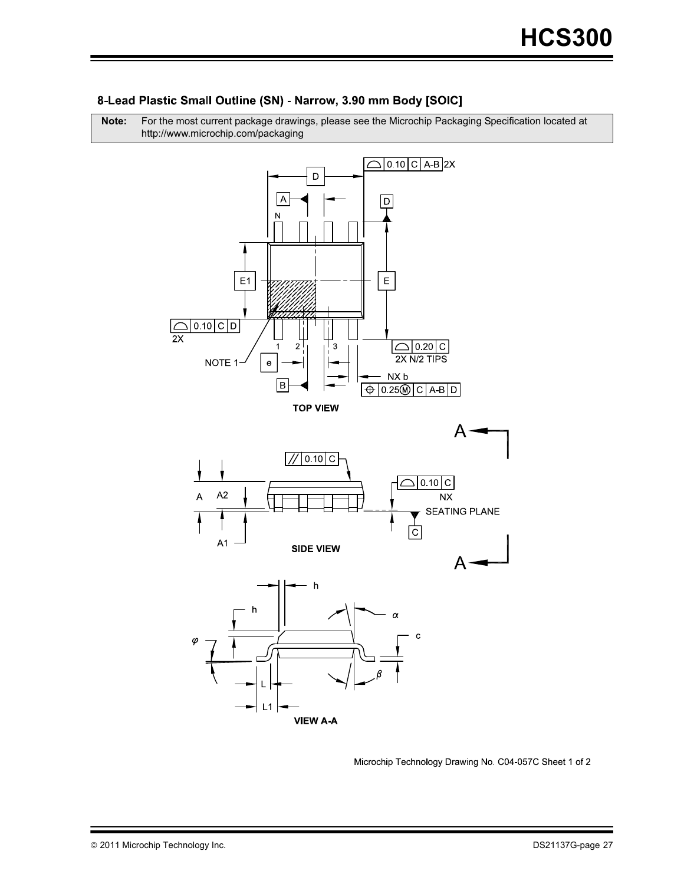## 8-Lead Plastic Small Outline (SN) - Narrow, 3.90 mm Body [SOIC]

**Note:** For the most current package drawings, please see the Microchip Packaging Specification located at http://www.microchip.com/packaging

TOP VIEW

SIDE VIEW

VIEW A-A

Microchip Technology Drawing No. C04-057C Sheet 1 of 2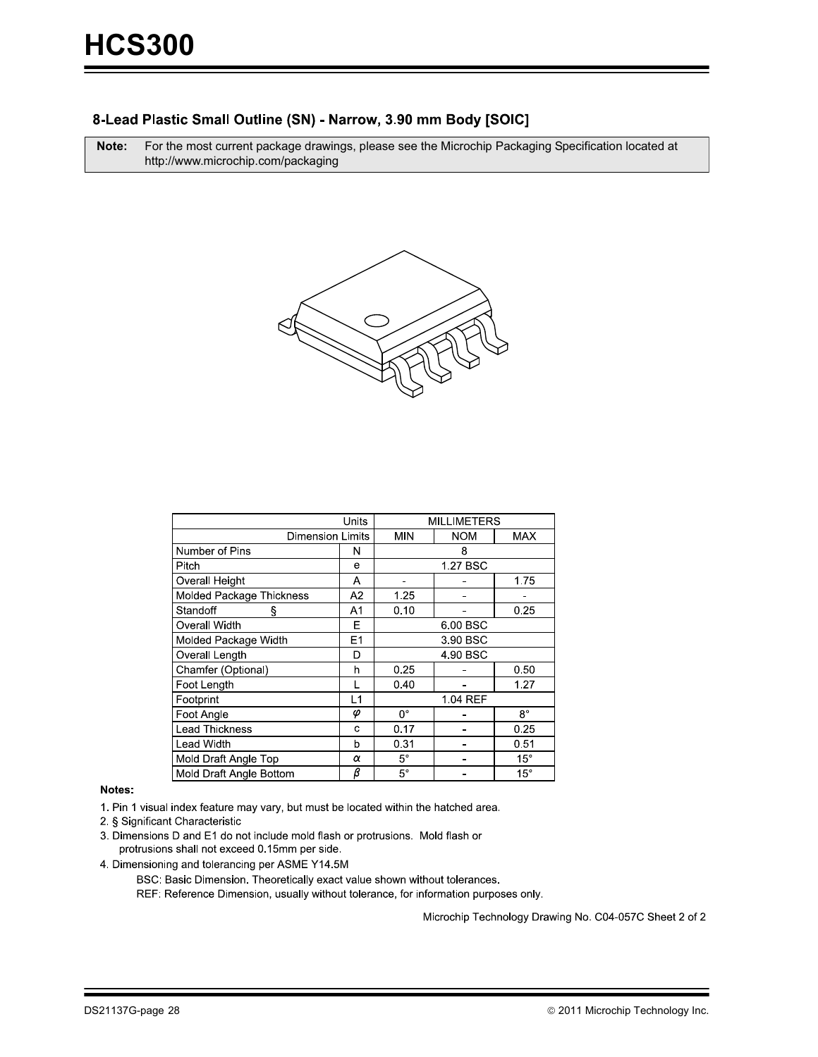## 8-Lead Plastic Small Outline (SN) - Narrow, 3.90 mm Body [SOIC]

**Note:** For the most current package drawings, please see the Microchip Packaging Specification located at http://www.microchip.com/packaging

| | Units | MILLIMETERS | | |
|---|---|---|---|---|
| | Dimension Limits | MIN | NOM | MAX |
| Number of Pins | N | | 8 | |
| Pitch | e | | 1.27 BSC | |
| Overall Height | A | - | - | 1.75 |
| Molded Package Thickness | A2 | 1.25 | - | - |
| Standoff § | A1 | 0.10 | - | 0.25 |
| Overall Width | E | | 6.00 BSC | |
| Molded Package Width | E1 | | 3.90 BSC | |
| Overall Length | D | | 4.90 BSC | |
| Chamfer (Optional) | h | 0.25 | - | 0.50 |
| Foot Length | L | 0.40 | - | 1.27 |
| Footprint | L1 | | 1.04 REF | |
| Foot Angle | $\varphi$ | 0° | - | 8° |
| Lead Thickness | c | 0.17 | - | 0.25 |
| Lead Width | b | 0.31 | - | 0.51 |
| Mold Draft Angle Top | $\alpha$ | 5° | - | 15° |
| Mold Draft Angle Bottom | $\beta$ | 5° | - | 15° |

**Notes:**

1. Pin 1 visual index feature may vary, but must be located within the hatched area.
2. § Significant Characteristic
3. Dimensions D and E1 do not include mold flash or protrusions. Mold flash or protrusions shall not exceed 0.15mm per side.
4. Dimensioning and tolerancing per ASME Y14.5M

   BSC: Basic Dimension. Theoretically exact value shown without tolerances.

   REF: Reference Dimension, usually without tolerance, for information purposes only.

Microchip Technology Drawing No. C04-057C Sheet 2 of 2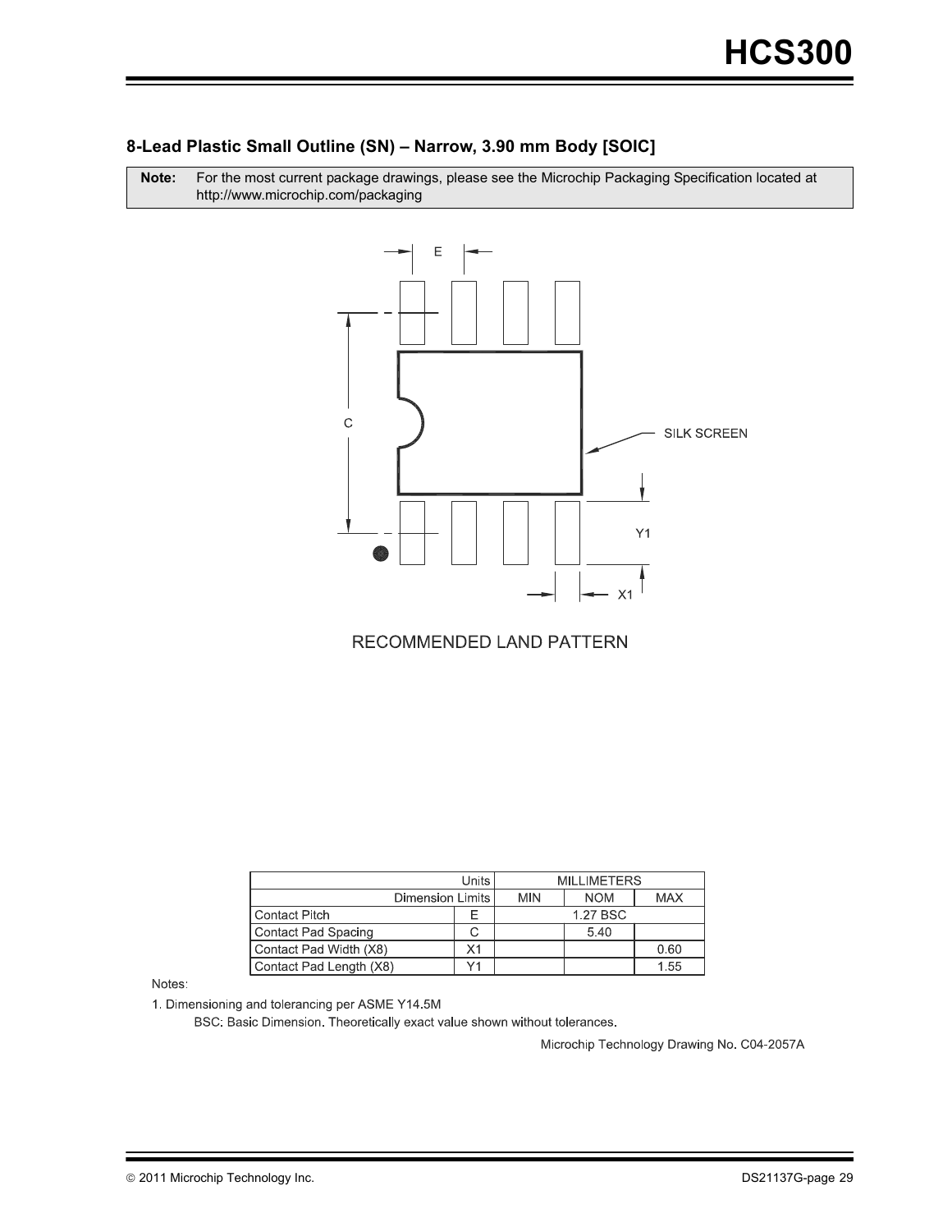## 8-Lead Plastic Small Outline (SN) – Narrow, 3.90 mm Body [SOIC]

| **Note:** | For the most current package drawings, please see the Microchip Packaging Specification located at http://www.microchip.com/packaging |
|---|---|

RECOMMENDED LAND PATTERN

| Units | | MILLIMETERS | | |
|---|---|---|---|---|
| Dimension Limits | | MIN | NOM | MAX |
| Contact Pitch | E | | 1.27 BSC | |
| Contact Pad Spacing | C | | 5.40 | |
| Contact Pad Width (X8) | X1 | | | 0.60 |
| Contact Pad Length (X8) | Y1 | | | 1.55 |

Notes:

1. Dimensioning and tolerancing per ASME Y14.5M

   BSC: Basic Dimension. Theoretically exact value shown without tolerances.

Microchip Technology Drawing No. C04-2057A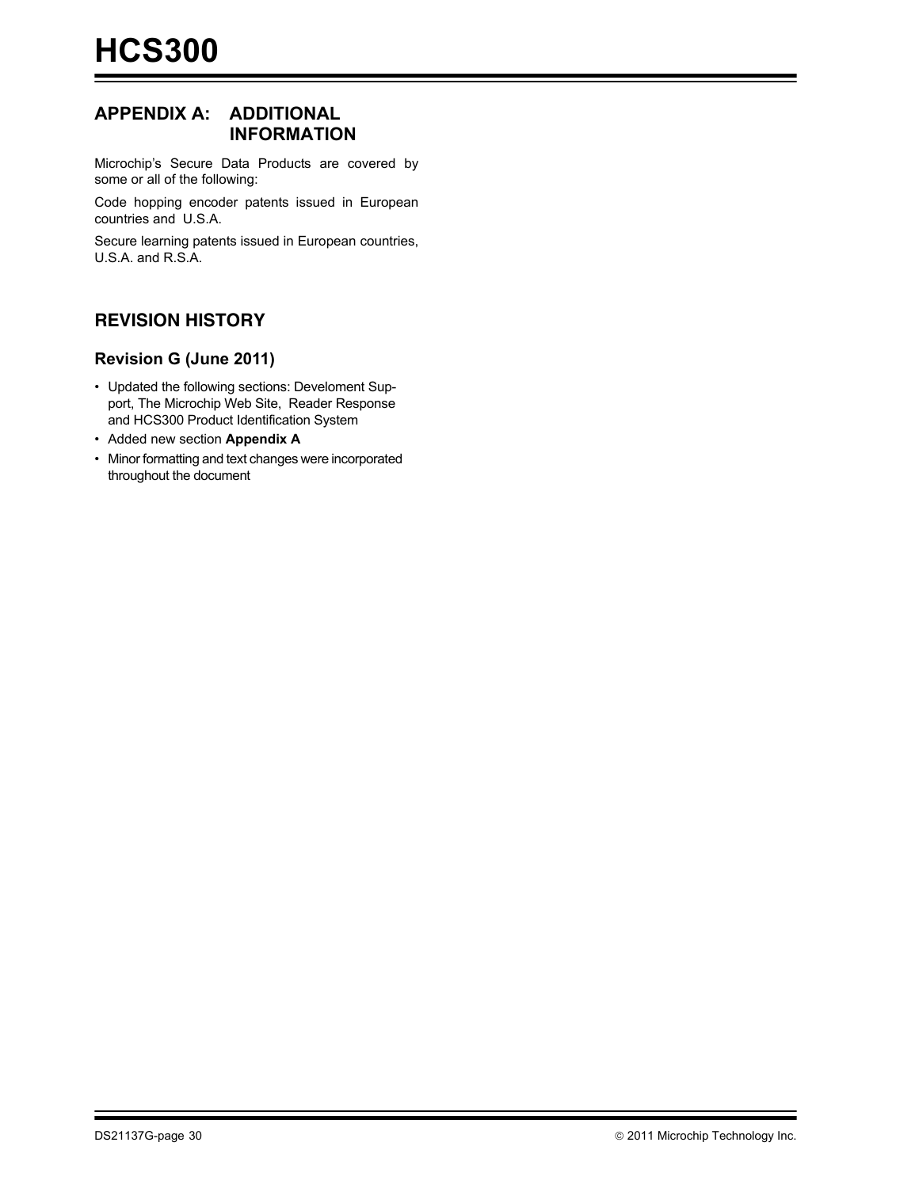## APPENDIX A: ADDITIONAL INFORMATION

Microchip's Secure Data Products are covered by some or all of the following:

Code hopping encoder patents issued in European countries and U.S.A.

Secure learning patents issued in European countries, U.S.A. and R.S.A.

## REVISION HISTORY

### Revision G (June 2011)

- Updated the following sections: Develoment Support, The Microchip Web Site, Reader Response and HCS300 Product Identification System
- Added new section **Appendix A**
- Minor formatting and text changes were incorporated throughout the document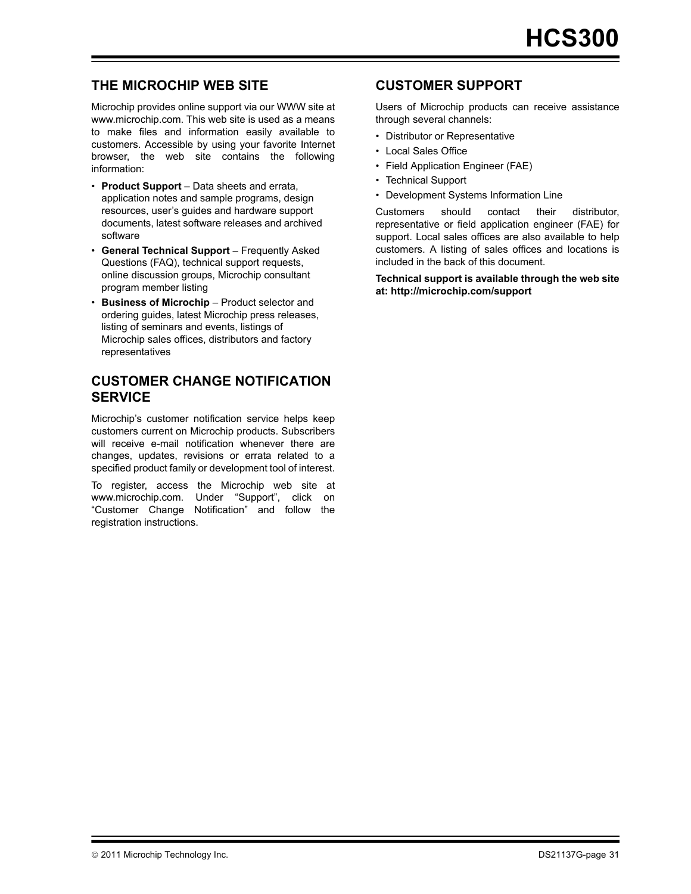## THE MICROCHIP WEB SITE

Microchip provides online support via our WWW site at www.microchip.com. This web site is used as a means to make files and information easily available to customers. Accessible by using your favorite Internet browser, the web site contains the following information:

- **Product Support** – Data sheets and errata, application notes and sample programs, design resources, user's guides and hardware support documents, latest software releases and archived software
- **General Technical Support** – Frequently Asked Questions (FAQ), technical support requests, online discussion groups, Microchip consultant program member listing
- **Business of Microchip** – Product selector and ordering guides, latest Microchip press releases, listing of seminars and events, listings of Microchip sales offices, distributors and factory representatives

## CUSTOMER CHANGE NOTIFICATION SERVICE

Microchip's customer notification service helps keep customers current on Microchip products. Subscribers will receive e-mail notification whenever there are changes, updates, revisions or errata related to a specified product family or development tool of interest.

To register, access the Microchip web site at www.microchip.com. Under "Support", click on "Customer Change Notification" and follow the registration instructions.

## CUSTOMER SUPPORT

Users of Microchip products can receive assistance through several channels:

- Distributor or Representative
- Local Sales Office
- Field Application Engineer (FAE)
- Technical Support
- Development Systems Information Line

Customers should contact their distributor, representative or field application engineer (FAE) for support. Local sales offices are also available to help customers. A listing of sales offices and locations is included in the back of this document.

**Technical support is available through the web site at: http://microchip.com/support**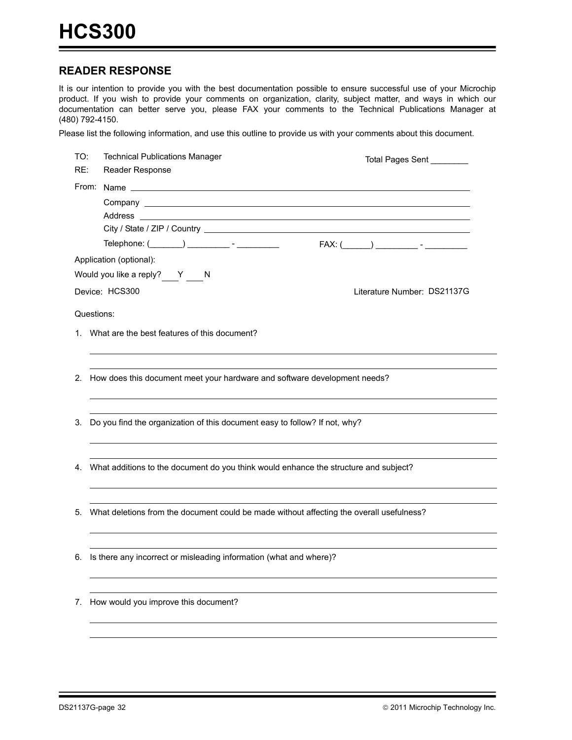## READER RESPONSE

It is our intention to provide you with the best documentation possible to ensure successful use of your Microchip product. If you wish to provide your comments on organization, clarity, subject matter, and ways in which our documentation can better serve you, please FAX your comments to the Technical Publications Manager at (480) 792-4150.

Please list the following information, and use this outline to provide us with your comments about this document.

TO: Technical Publications Manager

RE: Reader Response

Total Pages Sent ________

From: Name ____________________

Company ____________________

Address ____________________

City / State / ZIP / Country ____________________

Telephone: (_______) _________ - _________

FAX: (______) _________ - _________

Application (optional):

Would you like a reply? ___Y ___N

Device: HCS300

Literature Number: DS21137G

Questions:

1. What are the best features of this document?

2. How does this document meet your hardware and software development needs?

3. Do you find the organization of this document easy to follow? If not, why?

4. What additions to the document do you think would enhance the structure and subject?

5. What deletions from the document could be made without affecting the overall usefulness?

6. Is there any incorrect or misleading information (what and where)?

7. How would you improve this document?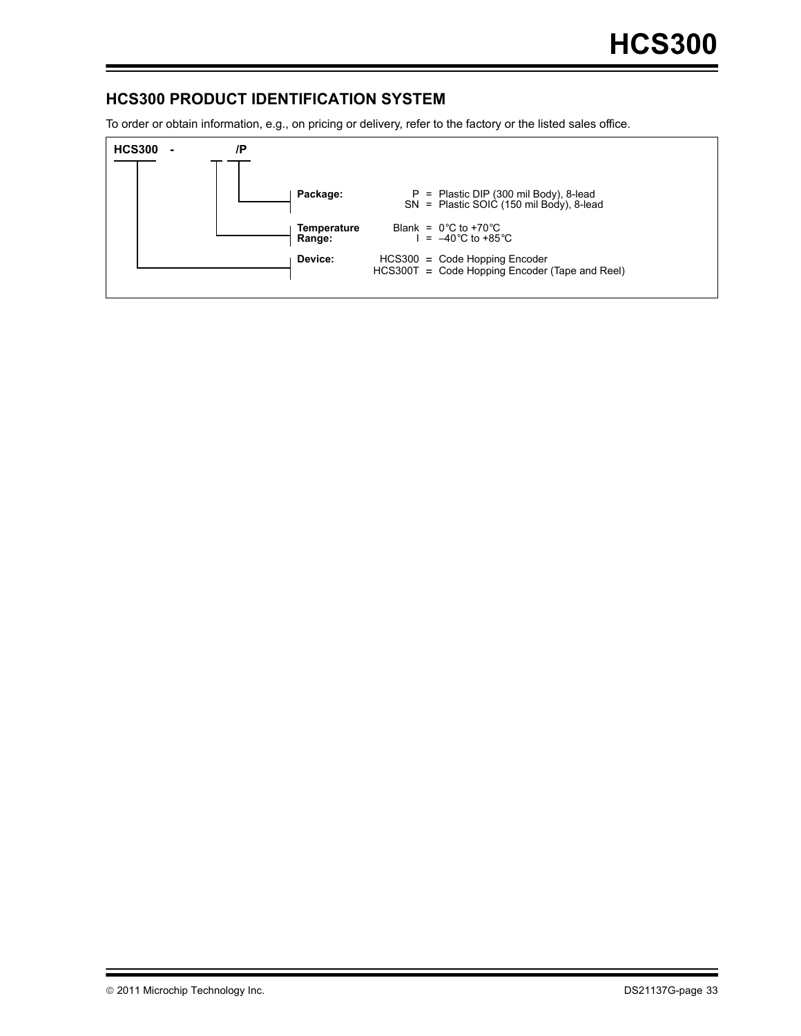## HCS300 PRODUCT IDENTIFICATION SYSTEM

To order or obtain information, e.g., on pricing or delivery, refer to the factory or the listed sales office.

**HCS300 - /P**

| | | |
|---|---|---|
| **Package:** | P = | Plastic DIP (300 mil Body), 8-lead |
| | SN = | Plastic SOIC (150 mil Body), 8-lead |
| **Temperature Range:** | Blank = | 0°C to +70°C |
| | I = | –40°C to +85°C |
| **Device:** | HCS300 = | Code Hopping Encoder |
| | HCS300T = | Code Hopping Encoder (Tape and Reel) |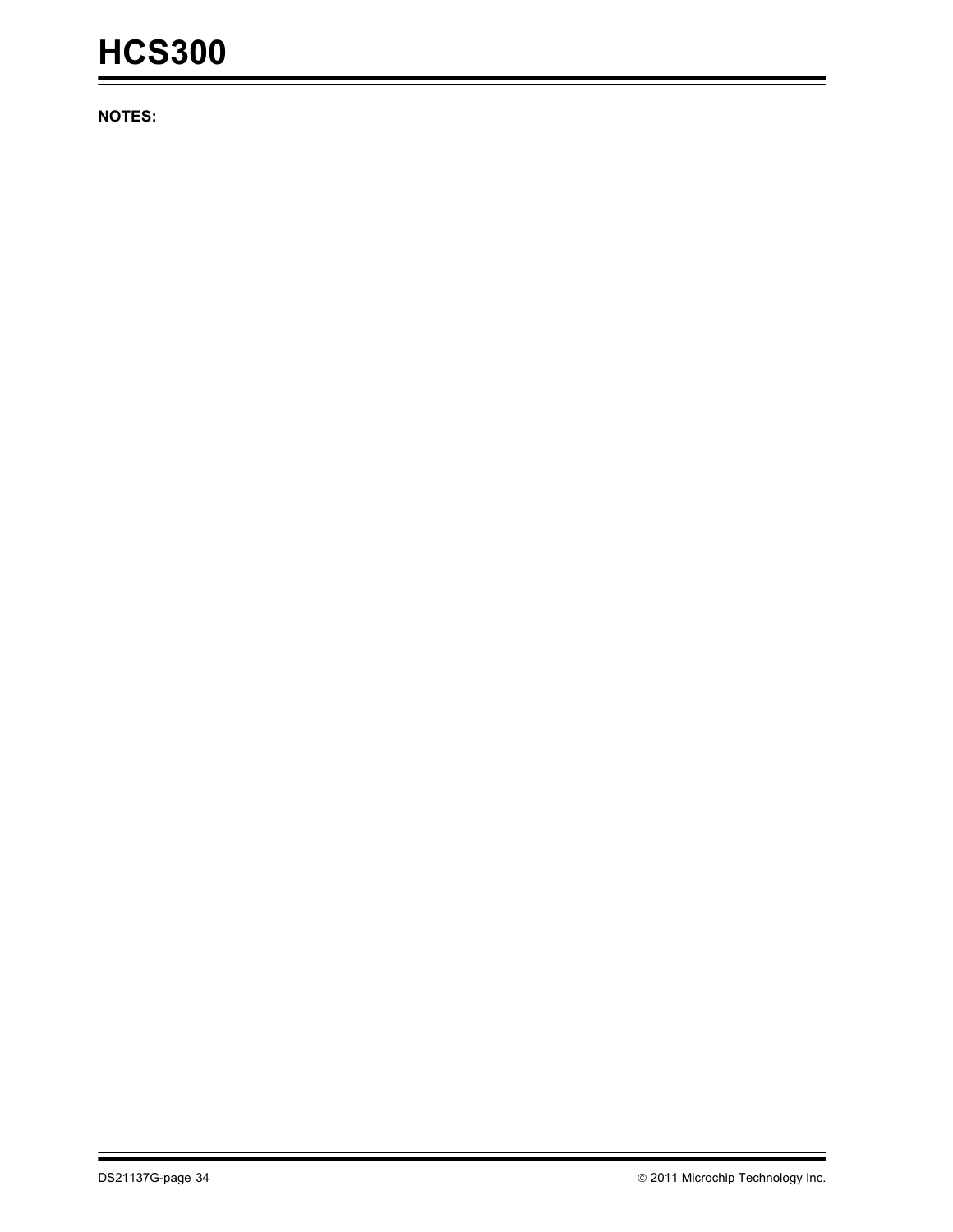**NOTES:**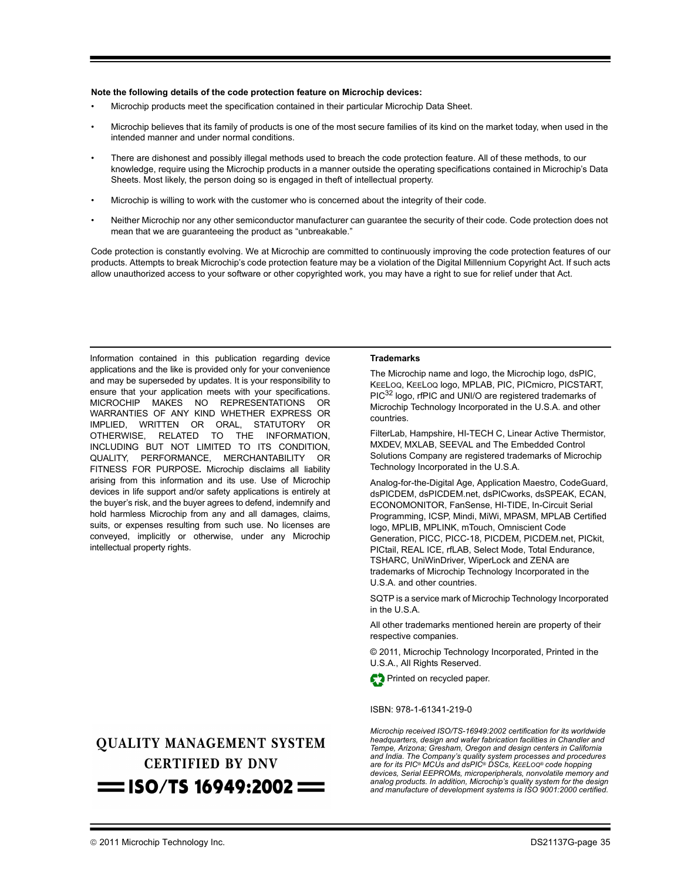**Note the following details of the code protection feature on Microchip devices:**

- Microchip products meet the specification contained in their particular Microchip Data Sheet.
- Microchip believes that its family of products is one of the most secure families of its kind on the market today, when used in the intended manner and under normal conditions.
- There are dishonest and possibly illegal methods used to breach the code protection feature. All of these methods, to our knowledge, require using the Microchip products in a manner outside the operating specifications contained in Microchip's Data Sheets. Most likely, the person doing so is engaged in theft of intellectual property.
- Microchip is willing to work with the customer who is concerned about the integrity of their code.
- Neither Microchip nor any other semiconductor manufacturer can guarantee the security of their code. Code protection does not mean that we are guaranteeing the product as "unbreakable."

Code protection is constantly evolving. We at Microchip are committed to continuously improving the code protection features of our products. Attempts to break Microchip's code protection feature may be a violation of the Digital Millennium Copyright Act. If such acts allow unauthorized access to your software or other copyrighted work, you may have a right to sue for relief under that Act.

Information contained in this publication regarding device applications and the like is provided only for your convenience and may be superseded by updates. It is your responsibility to ensure that your application meets with your specifications. MICROCHIP MAKES NO REPRESENTATIONS OR WARRANTIES OF ANY KIND WHETHER EXPRESS OR IMPLIED, WRITTEN OR ORAL, STATUTORY OR OTHERWISE, RELATED TO THE INFORMATION, INCLUDING BUT NOT LIMITED TO ITS CONDITION, QUALITY, PERFORMANCE, MERCHANTABILITY OR FITNESS FOR PURPOSE**.** Microchip disclaims all liability arising from this information and its use. Use of Microchip devices in life support and/or safety applications is entirely at the buyer's risk, and the buyer agrees to defend, indemnify and hold harmless Microchip from any and all damages, claims, suits, or expenses resulting from such use. No licenses are conveyed, implicitly or otherwise, under any Microchip intellectual property rights.

**QUALITY MANAGEMENT SYSTEM CERTIFIED BY DNV**

**== ISO/TS 16949:2002 ==**

**Trademarks**

The Microchip name and logo, the Microchip logo, dsPIC, KEELOQ, KEELOQ logo, MPLAB, PIC, PICmicro, PICSTART, PIC[32] logo, rfPIC and UNI/O are registered trademarks of Microchip Technology Incorporated in the U.S.A. and other countries.

FilterLab, Hampshire, HI-TECH C, Linear Active Thermistor, MXDEV, MXLAB, SEEVAL and The Embedded Control Solutions Company are registered trademarks of Microchip Technology Incorporated in the U.S.A.

Analog-for-the-Digital Age, Application Maestro, CodeGuard, dsPICDEM, dsPICDEM.net, dsPICworks, dsSPEAK, ECAN, ECONOMONITOR, FanSense, HI-TIDE, In-Circuit Serial Programming, ICSP, Mindi, MiWi, MPASM, MPLAB Certified logo, MPLIB, MPLINK, mTouch, Omniscient Code Generation, PICC, PICC-18, PICDEM, PICDEM.net, PICkit, PICtail, REAL ICE, rfLAB, Select Mode, Total Endurance, TSHARC, UniWinDriver, WiperLock and ZENA are trademarks of Microchip Technology Incorporated in the U.S.A. and other countries.

SQTP is a service mark of Microchip Technology Incorporated in the U.S.A.

All other trademarks mentioned herein are property of their respective companies.

© 2011, Microchip Technology Incorporated, Printed in the U.S.A., All Rights Reserved.

Printed on recycled paper.

ISBN: 978-1-61341-219-0

*Microchip received ISO/TS-16949:2002 certification for its worldwide headquarters, design and wafer fabrication facilities in Chandler and Tempe, Arizona; Gresham, Oregon and design centers in California and India. The Company's quality system processes and procedures are for its PIC® MCUs and dsPIC® DSCs, KEELOQ® code hopping devices, Serial EEPROMs, microperipherals, nonvolatile memory and analog products. In addition, Microchip's quality system for the design and manufacture of development systems is ISO 9001:2000 certified.*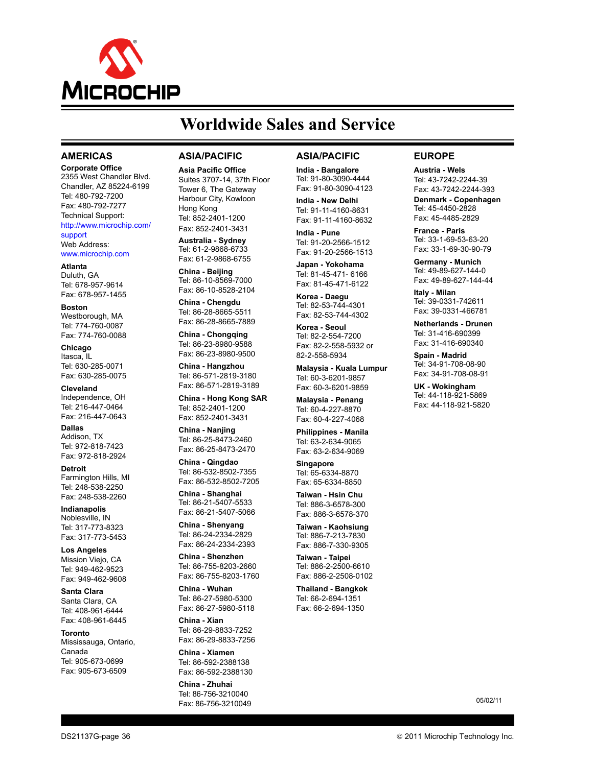# Worldwide Sales and Service

## AMERICAS

**Corporate Office**
2355 West Chandler Blvd.
Chandler, AZ 85224-6199
Tel: 480-792-7200
Fax: 480-792-7277
Technical Support:
http://www.microchip.com/support
Web Address:
www.microchip.com

**Atlanta**
Duluth, GA
Tel: 678-957-9614
Fax: 678-957-1455

**Boston**
Westborough, MA
Tel: 774-760-0087
Fax: 774-760-0088

**Chicago**
Itasca, IL
Tel: 630-285-0071
Fax: 630-285-0075

**Cleveland**
Independence, OH
Tel: 216-447-0464
Fax: 216-447-0643

**Dallas**
Addison, TX
Tel: 972-818-7423
Fax: 972-818-2924

**Detroit**
Farmington Hills, MI
Tel: 248-538-2250
Fax: 248-538-2260

**Indianapolis**
Noblesville, IN
Tel: 317-773-8323
Fax: 317-773-5453

**Los Angeles**
Mission Viejo, CA
Tel: 949-462-9523
Fax: 949-462-9608

**Santa Clara**
Santa Clara, CA
Tel: 408-961-6444
Fax: 408-961-6445

**Toronto**
Mississauga, Ontario,
Canada
Tel: 905-673-0699
Fax: 905-673-6509

## ASIA/PACIFIC

**Asia Pacific Office**
Suites 3707-14, 37th Floor
Tower 6, The Gateway
Harbour City, Kowloon
Hong Kong
Tel: 852-2401-1200
Fax: 852-2401-3431

**Australia - Sydney**
Tel: 61-2-9868-6733
Fax: 61-2-9868-6755

**China - Beijing**
Tel: 86-10-8569-7000
Fax: 86-10-8528-2104

**China - Chengdu**
Tel: 86-28-8665-5511
Fax: 86-28-8665-7889

**China - Chongqing**
Tel: 86-23-8980-9588
Fax: 86-23-8980-9500

**China - Hangzhou**
Tel: 86-571-2819-3180
Fax: 86-571-2819-3189

**China - Hong Kong SAR**
Tel: 852-2401-1200
Fax: 852-2401-3431

**China - Nanjing**
Tel: 86-25-8473-2460
Fax: 86-25-8473-2470

**China - Qingdao**
Tel: 86-532-8502-7355
Fax: 86-532-8502-7205

**China - Shanghai**
Tel: 86-21-5407-5533
Fax: 86-21-5407-5066

**China - Shenyang**
Tel: 86-24-2334-2829
Fax: 86-24-2334-2393

**China - Shenzhen**
Tel: 86-755-8203-2660
Fax: 86-755-8203-1760

**China - Wuhan**
Tel: 86-27-5980-5300
Fax: 86-27-5980-5118

**China - Xian**
Tel: 86-29-8833-7252
Fax: 86-29-8833-7256

**China - Xiamen**
Tel: 86-592-2388138
Fax: 86-592-2388130

**China - Zhuhai**
Tel: 86-756-3210040
Fax: 86-756-3210049

## ASIA/PACIFIC

**India - Bangalore**
Tel: 91-80-3090-4444
Fax: 91-80-3090-4123

**India - New Delhi**
Tel: 91-11-4160-8631
Fax: 91-11-4160-8632

**India - Pune**
Tel: 91-20-2566-1512
Fax: 91-20-2566-1513

**Japan - Yokohama**
Tel: 81-45-471- 6166
Fax: 81-45-471-6122

**Korea - Daegu**
Tel: 82-53-744-4301
Fax: 82-53-744-4302

**Korea - Seoul**
Tel: 82-2-554-7200
Fax: 82-2-558-5932 or
82-2-558-5934

**Malaysia - Kuala Lumpur**
Tel: 60-3-6201-9857
Fax: 60-3-6201-9859

**Malaysia - Penang**
Tel: 60-4-227-8870
Fax: 60-4-227-4068

**Philippines - Manila**
Tel: 63-2-634-9065
Fax: 63-2-634-9069

**Singapore**
Tel: 65-6334-8870
Fax: 65-6334-8850

**Taiwan - Hsin Chu**
Tel: 886-3-6578-300
Fax: 886-3-6578-370

**Taiwan - Kaohsiung**
Tel: 886-7-213-7830
Fax: 886-7-330-9305

**Taiwan - Taipei**
Tel: 886-2-2500-6610
Fax: 886-2-2508-0102

**Thailand - Bangkok**
Tel: 66-2-694-1351
Fax: 66-2-694-1350

## EUROPE

**Austria - Wels**
Tel: 43-7242-2244-39
Fax: 43-7242-2244-393

**Denmark - Copenhagen**
Tel: 45-4450-2828
Fax: 45-4485-2829

**France - Paris**
Tel: 33-1-69-53-63-20
Fax: 33-1-69-30-90-79

**Germany - Munich**
Tel: 49-89-627-144-0
Fax: 49-89-627-144-44

**Italy - Milan**
Tel: 39-0331-742611
Fax: 39-0331-466781

**Netherlands - Drunen**
Tel: 31-416-690399
Fax: 31-416-690340

**Spain - Madrid**
Tel: 34-91-708-08-90
Fax: 34-91-708-08-91

**UK - Wokingham**
Tel: 44-118-921-5869
Fax: 44-118-921-5820

05/02/11